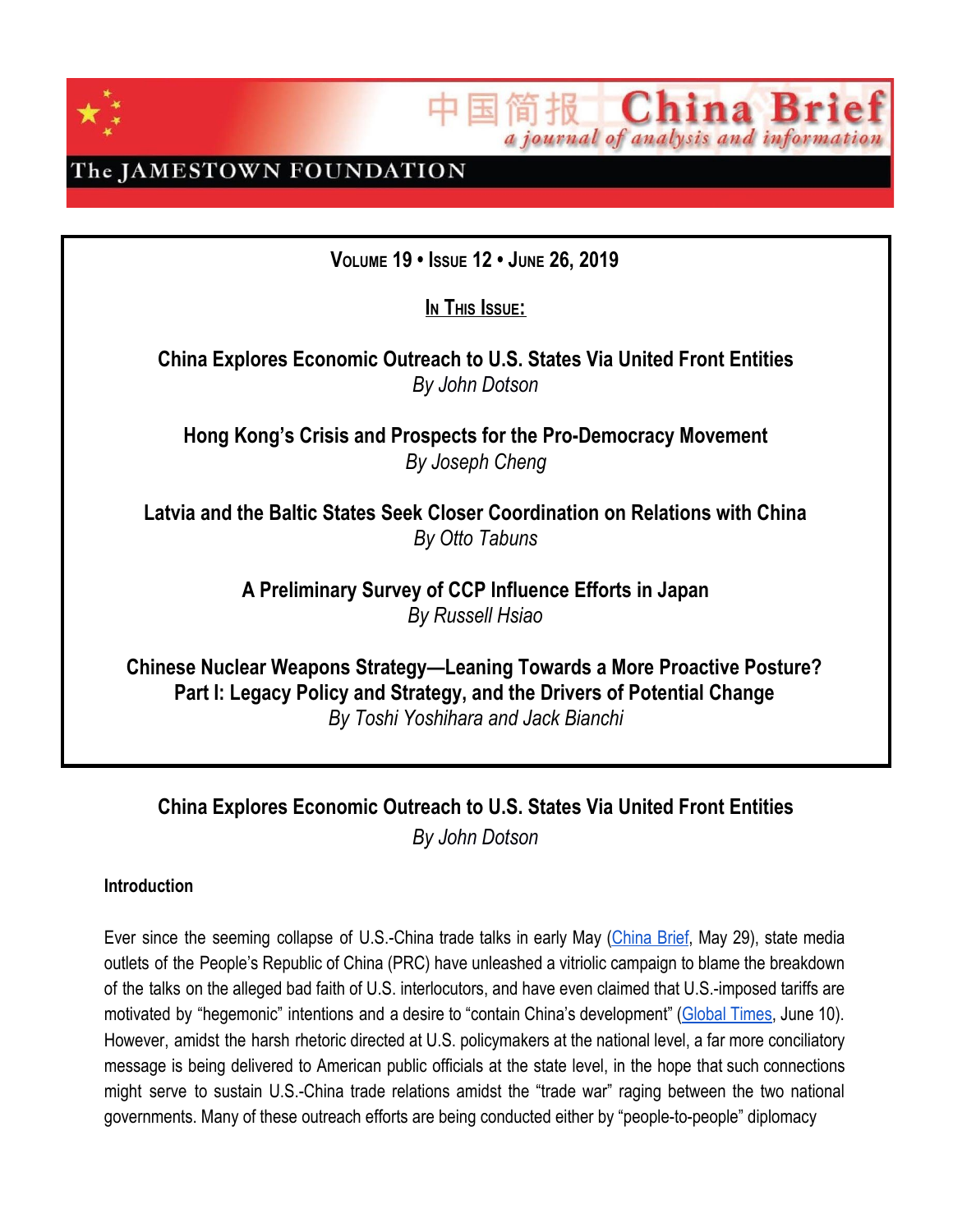中国简报 China Brief
*a journal of analysis and information*

The JAMESTOWN FOUNDATION

**VOLUME 19 • ISSUE 12 • JUNE 26, 2019**

**IN THIS ISSUE:**

**China Explores Economic Outreach to U.S. States Via United Front Entities**
*By John Dotson*

**Hong Kong's Crisis and Prospects for the Pro-Democracy Movement**
*By Joseph Cheng*

**Latvia and the Baltic States Seek Closer Coordination on Relations with China**
*By Otto Tabuns*

**A Preliminary Survey of CCP Influence Efforts in Japan**
*By Russell Hsiao*

**Chinese Nuclear Weapons Strategy—Leaning Towards a More Proactive Posture? Part I: Legacy Policy and Strategy, and the Drivers of Potential Change**
*By Toshi Yoshihara and Jack Bianchi*

# China Explores Economic Outreach to U.S. States Via United Front Entities

*By John Dotson*

## Introduction

Ever since the seeming collapse of U.S.-China trade talks in early May (China Brief, May 29), state media outlets of the People's Republic of China (PRC) have unleashed a vitriolic campaign to blame the breakdown of the talks on the alleged bad faith of U.S. interlocutors, and have even claimed that U.S.-imposed tariffs are motivated by "hegemonic" intentions and a desire to "contain China's development" (Global Times, June 10). However, amidst the harsh rhetoric directed at U.S. policymakers at the national level, a far more conciliatory message is being delivered to American public officials at the state level, in the hope that such connections might serve to sustain U.S.-China trade relations amidst the "trade war" raging between the two national governments. Many of these outreach efforts are being conducted either by "people-to-people" diplomacy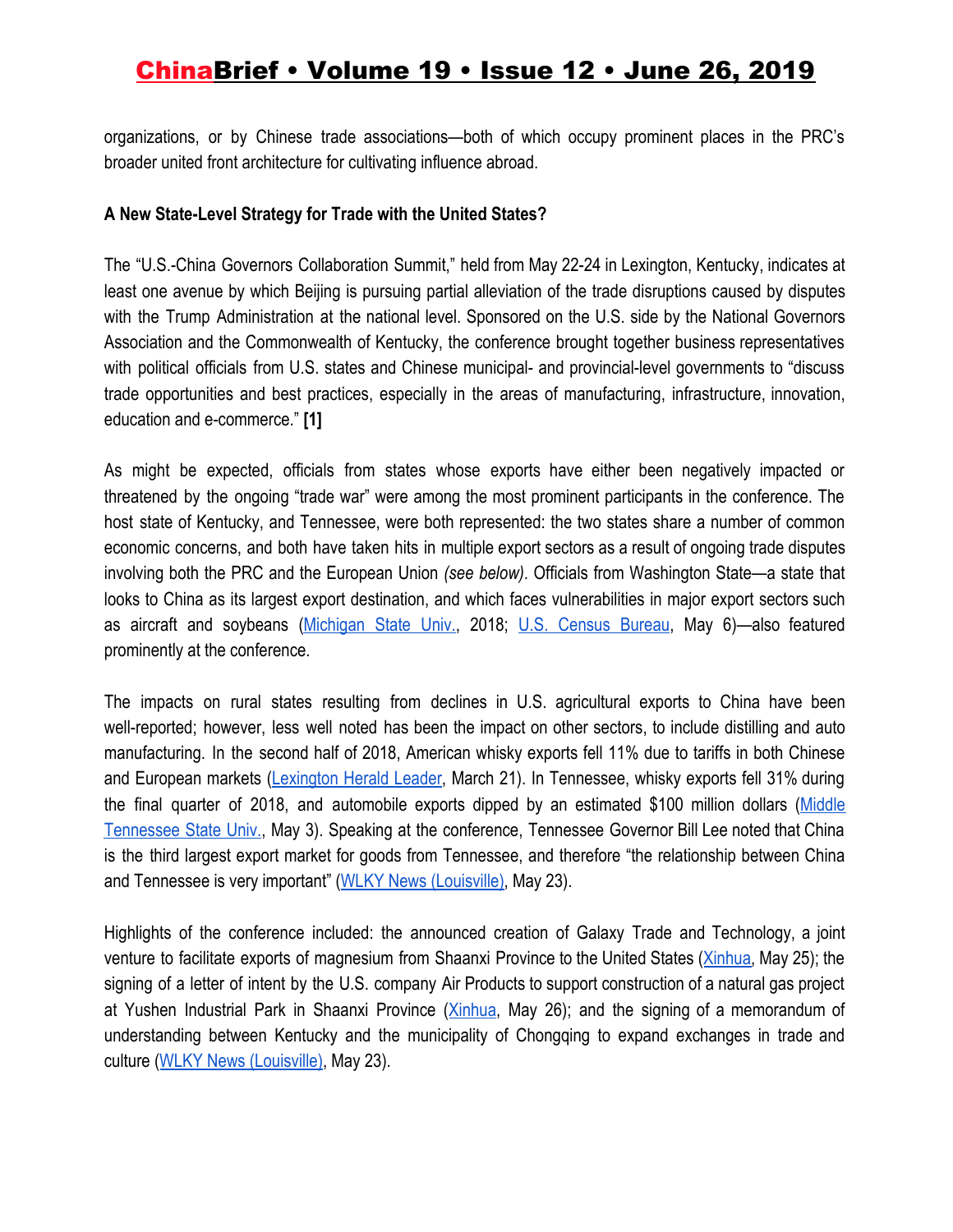organizations, or by Chinese trade associations—both of which occupy prominent places in the PRC's broader united front architecture for cultivating influence abroad.

**A New State-Level Strategy for Trade with the United States?**

The "U.S.-China Governors Collaboration Summit," held from May 22-24 in Lexington, Kentucky, indicates at least one avenue by which Beijing is pursuing partial alleviation of the trade disruptions caused by disputes with the Trump Administration at the national level. Sponsored on the U.S. side by the National Governors Association and the Commonwealth of Kentucky, the conference brought together business representatives with political officials from U.S. states and Chinese municipal- and provincial-level governments to "discuss trade opportunities and best practices, especially in the areas of manufacturing, infrastructure, innovation, education and e-commerce." **[1]**

As might be expected, officials from states whose exports have either been negatively impacted or threatened by the ongoing "trade war" were among the most prominent participants in the conference. The host state of Kentucky, and Tennessee, were both represented: the two states share a number of common economic concerns, and both have taken hits in multiple export sectors as a result of ongoing trade disputes involving both the PRC and the European Union *(see below)*. Officials from Washington State—a state that looks to China as its largest export destination, and which faces vulnerabilities in major export sectors such as aircraft and soybeans (Michigan State Univ., 2018; U.S. Census Bureau, May 6)—also featured prominently at the conference.

The impacts on rural states resulting from declines in U.S. agricultural exports to China have been well-reported; however, less well noted has been the impact on other sectors, to include distilling and auto manufacturing. In the second half of 2018, American whisky exports fell 11% due to tariffs in both Chinese and European markets (Lexington Herald Leader, March 21). In Tennessee, whisky exports fell 31% during the final quarter of 2018, and automobile exports dipped by an estimated $100 million dollars (Middle Tennessee State Univ., May 3). Speaking at the conference, Tennessee Governor Bill Lee noted that China is the third largest export market for goods from Tennessee, and therefore "the relationship between China and Tennessee is very important" (WLKY News (Louisville), May 23).

Highlights of the conference included: the announced creation of Galaxy Trade and Technology, a joint venture to facilitate exports of magnesium from Shaanxi Province to the United States (Xinhua, May 25); the signing of a letter of intent by the U.S. company Air Products to support construction of a natural gas project at Yushen Industrial Park in Shaanxi Province (Xinhua, May 26); and the signing of a memorandum of understanding between Kentucky and the municipality of Chongqing to expand exchanges in trade and culture (WLKY News (Louisville), May 23).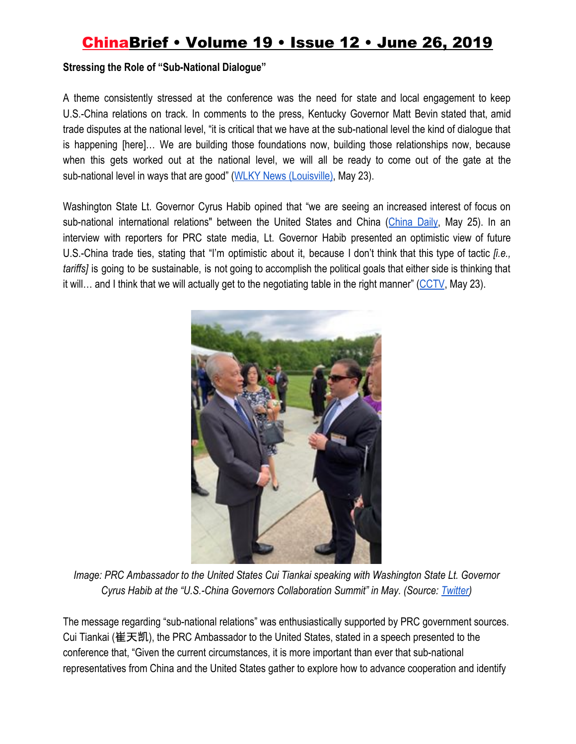**Stressing the Role of "Sub-National Dialogue"**

A theme consistently stressed at the conference was the need for state and local engagement to keep U.S.-China relations on track. In comments to the press, Kentucky Governor Matt Bevin stated that, amid trade disputes at the national level, "it is critical that we have at the sub-national level the kind of dialogue that is happening [here]… We are building those foundations now, building those relationships now, because when this gets worked out at the national level, we will all be ready to come out of the gate at the sub-national level in ways that are good" (WLKY News (Louisville), May 23).

Washington State Lt. Governor Cyrus Habib opined that "we are seeing an increased interest of focus on sub-national international relations" between the United States and China (China Daily, May 25). In an interview with reporters for PRC state media, Lt. Governor Habib presented an optimistic view of future U.S.-China trade ties, stating that "I'm optimistic about it, because I don't think that this type of tactic *[i.e., tariffs]* is going to be sustainable, is not going to accomplish the political goals that either side is thinking that it will… and I think that we will actually get to the negotiating table in the right manner" (CCTV, May 23).

*Image: PRC Ambassador to the United States Cui Tiankai speaking with Washington State Lt. Governor Cyrus Habib at the "U.S.-China Governors Collaboration Summit" in May. (Source: Twitter)*

The message regarding "sub-national relations" was enthusiastically supported by PRC government sources. Cui Tiankai (崔天凯), the PRC Ambassador to the United States, stated in a speech presented to the conference that, "Given the current circumstances, it is more important than ever that sub-national representatives from China and the United States gather to explore how to advance cooperation and identify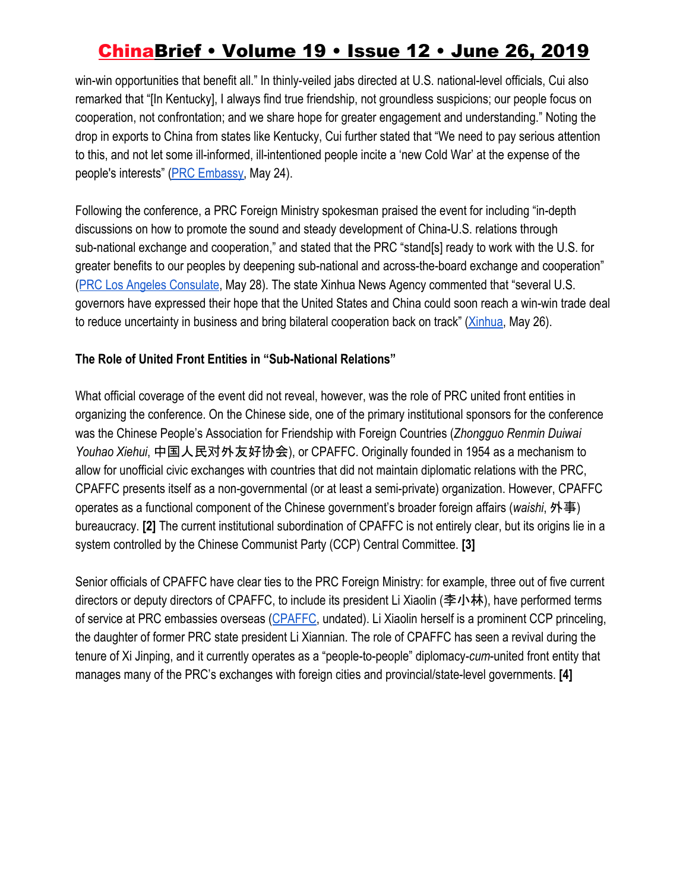win-win opportunities that benefit all." In thinly-veiled jabs directed at U.S. national-level officials, Cui also remarked that "[In Kentucky], I always find true friendship, not groundless suspicions; our people focus on cooperation, not confrontation; and we share hope for greater engagement and understanding." Noting the drop in exports to China from states like Kentucky, Cui further stated that "We need to pay serious attention to this, and not let some ill-informed, ill-intentioned people incite a 'new Cold War' at the expense of the people's interests" (PRC Embassy, May 24).

Following the conference, a PRC Foreign Ministry spokesman praised the event for including "in-depth discussions on how to promote the sound and steady development of China-U.S. relations through sub-national exchange and cooperation," and stated that the PRC "stand[s] ready to work with the U.S. for greater benefits to our peoples by deepening sub-national and across-the-board exchange and cooperation" (PRC Los Angeles Consulate, May 28). The state Xinhua News Agency commented that "several U.S. governors have expressed their hope that the United States and China could soon reach a win-win trade deal to reduce uncertainty in business and bring bilateral cooperation back on track" (Xinhua, May 26).

**The Role of United Front Entities in "Sub-National Relations"**

What official coverage of the event did not reveal, however, was the role of PRC united front entities in organizing the conference. On the Chinese side, one of the primary institutional sponsors for the conference was the Chinese People's Association for Friendship with Foreign Countries (*Zhongguo Renmin Duiwai Youhao Xiehui*, 中国人民对外友好协会), or CPAFFC. Originally founded in 1954 as a mechanism to allow for unofficial civic exchanges with countries that did not maintain diplomatic relations with the PRC, CPAFFC presents itself as a non-governmental (or at least a semi-private) organization. However, CPAFFC operates as a functional component of the Chinese government's broader foreign affairs (*waishi*, 外事) bureaucracy. **[2]** The current institutional subordination of CPAFFC is not entirely clear, but its origins lie in a system controlled by the Chinese Communist Party (CCP) Central Committee. **[3]**

Senior officials of CPAFFC have clear ties to the PRC Foreign Ministry: for example, three out of five current directors or deputy directors of CPAFFC, to include its president Li Xiaolin (李小林), have performed terms of service at PRC embassies overseas (CPAFFC, undated). Li Xiaolin herself is a prominent CCP princeling, the daughter of former PRC state president Li Xiannian. The role of CPAFFC has seen a revival during the tenure of Xi Jinping, and it currently operates as a "people-to-people" diplomacy-*cum*-united front entity that manages many of the PRC's exchanges with foreign cities and provincial/state-level governments. **[4]**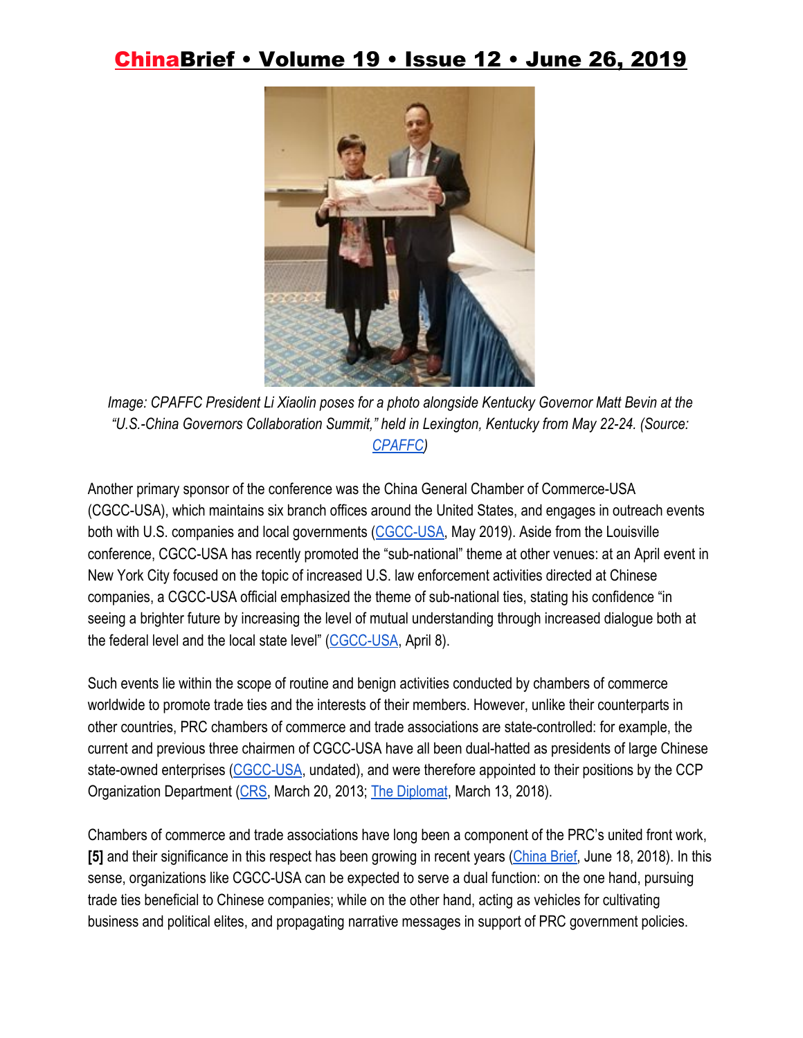Image: CPAFFC President Li Xiaolin poses for a photo alongside Kentucky Governor Matt Bevin at the "U.S.-China Governors Collaboration Summit," held in Lexington, Kentucky from May 22-24. (Source: CPAFFC)

Another primary sponsor of the conference was the China General Chamber of Commerce-USA (CGCC-USA), which maintains six branch offices around the United States, and engages in outreach events both with U.S. companies and local governments (CGCC-USA, May 2019). Aside from the Louisville conference, CGCC-USA has recently promoted the "sub-national" theme at other venues: at an April event in New York City focused on the topic of increased U.S. law enforcement activities directed at Chinese companies, a CGCC-USA official emphasized the theme of sub-national ties, stating his confidence "in seeing a brighter future by increasing the level of mutual understanding through increased dialogue both at the federal level and the local state level" (CGCC-USA, April 8).

Such events lie within the scope of routine and benign activities conducted by chambers of commerce worldwide to promote trade ties and the interests of their members. However, unlike their counterparts in other countries, PRC chambers of commerce and trade associations are state-controlled: for example, the current and previous three chairmen of CGCC-USA have all been dual-hatted as presidents of large Chinese state-owned enterprises (CGCC-USA, undated), and were therefore appointed to their positions by the CCP Organization Department (CRS, March 20, 2013; The Diplomat, March 13, 2018).

Chambers of commerce and trade associations have long been a component of the PRC's united front work, **[5]** and their significance in this respect has been growing in recent years (China Brief, June 18, 2018). In this sense, organizations like CGCC-USA can be expected to serve a dual function: on the one hand, pursuing trade ties beneficial to Chinese companies; while on the other hand, acting as vehicles for cultivating business and political elites, and propagating narrative messages in support of PRC government policies.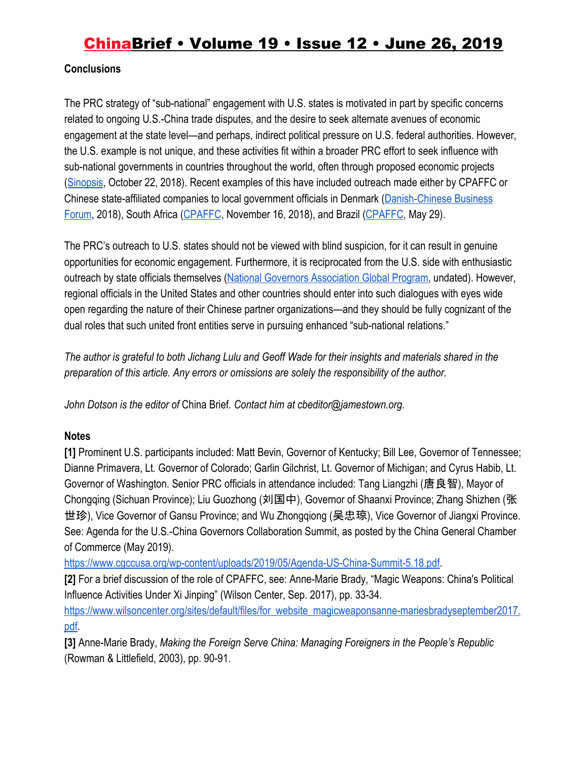**Conclusions**

The PRC strategy of "sub-national" engagement with U.S. states is motivated in part by specific concerns related to ongoing U.S.-China trade disputes, and the desire to seek alternate avenues of economic engagement at the state level—and perhaps, indirect political pressure on U.S. federal authorities. However, the U.S. example is not unique, and these activities fit within a broader PRC effort to seek influence with sub-national governments in countries throughout the world, often through proposed economic projects (Sinopsis, October 22, 2018). Recent examples of this have included outreach made either by CPAFFC or Chinese state-affiliated companies to local government officials in Denmark (Danish-Chinese Business Forum, 2018), South Africa (CPAFFC, November 16, 2018), and Brazil (CPAFFC, May 29).

The PRC's outreach to U.S. states should not be viewed with blind suspicion, for it can result in genuine opportunities for economic engagement. Furthermore, it is reciprocated from the U.S. side with enthusiastic outreach by state officials themselves (National Governors Association Global Program, undated). However, regional officials in the United States and other countries should enter into such dialogues with eyes wide open regarding the nature of their Chinese partner organizations—and they should be fully cognizant of the dual roles that such united front entities serve in pursuing enhanced "sub-national relations."

*The author is grateful to both Jichang Lulu and Geoff Wade for their insights and materials shared in the preparation of this article. Any errors or omissions are solely the responsibility of the author.*

*John Dotson is the editor of* China Brief. *Contact him at cbeditor@jamestown.org.*

**Notes**

**[1]** Prominent U.S. participants included: Matt Bevin, Governor of Kentucky; Bill Lee, Governor of Tennessee; Dianne Primavera, Lt. Governor of Colorado; Garlin Gilchrist, Lt. Governor of Michigan; and Cyrus Habib, Lt. Governor of Washington. Senior PRC officials in attendance included: Tang Liangzhi (唐良智), Mayor of Chongqing (Sichuan Province); Liu Guozhong (刘国中), Governor of Shaanxi Province; Zhang Shizhen (张世珍), Vice Governor of Gansu Province; and Wu Zhongqiong (吴忠琼), Vice Governor of Jiangxi Province. See: Agenda for the U.S.-China Governors Collaboration Summit, as posted by the China General Chamber of Commerce (May 2019).
https://www.cgccusa.org/wp-content/uploads/2019/05/Agenda-US-China-Summit-5.18.pdf.

**[2]** For a brief discussion of the role of CPAFFC, see: Anne-Marie Brady, "Magic Weapons: China's Political Influence Activities Under Xi Jinping" (Wilson Center, Sep. 2017), pp. 33-34.
https://www.wilsoncenter.org/sites/default/files/for_website_magicweaponsanne-mariesbradyseptember2017.pdf.

**[3]** Anne-Marie Brady, *Making the Foreign Serve China: Managing Foreigners in the People's Republic* (Rowman & Littlefield, 2003), pp. 90-91.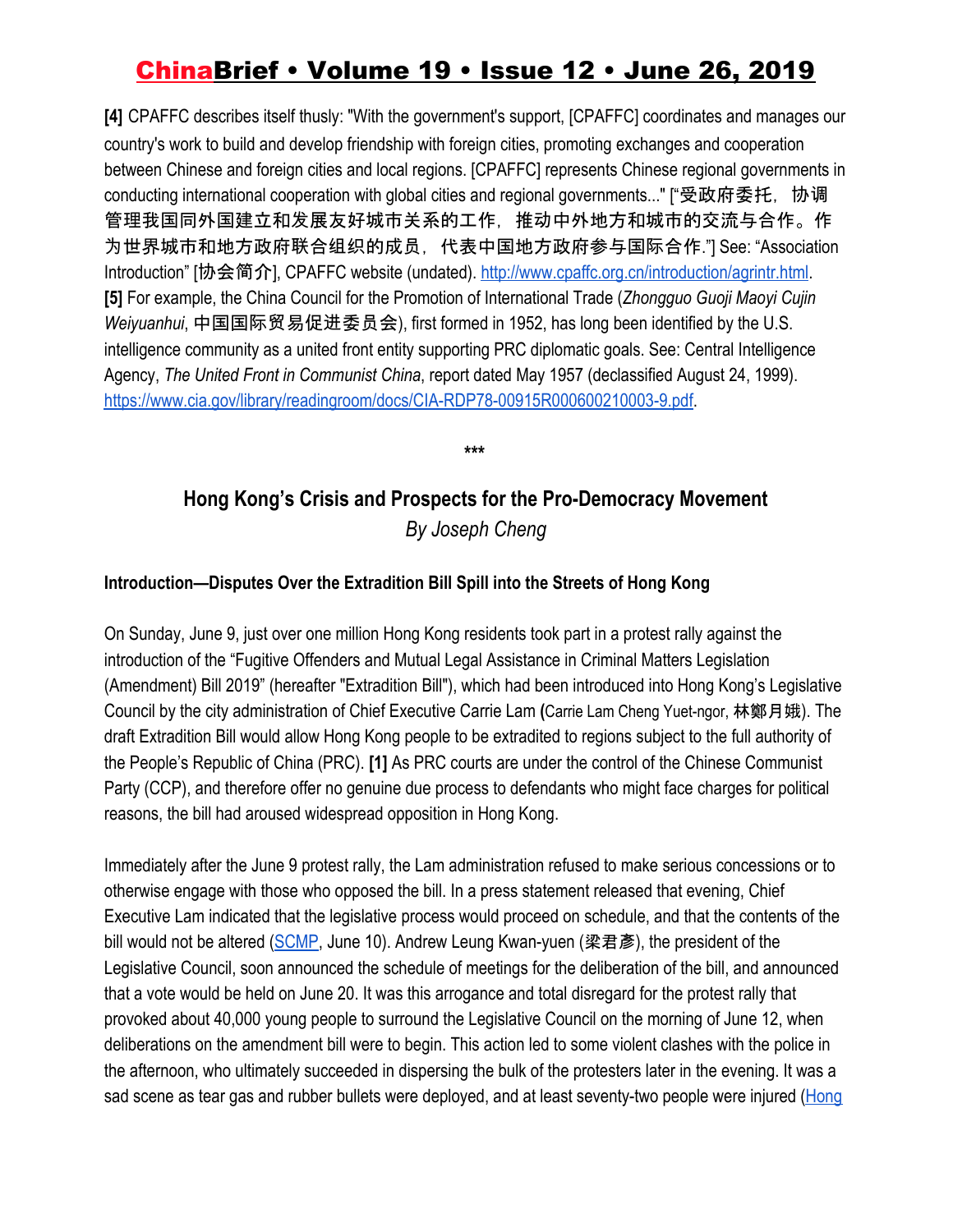**[4]** CPAFFC describes itself thusly: "With the government's support, [CPAFFC] coordinates and manages our country's work to build and develop friendship with foreign cities, promoting exchanges and cooperation between Chinese and foreign cities and local regions. [CPAFFC] represents Chinese regional governments in conducting international cooperation with global cities and regional governments..." ["受政府委托，协调管理我国同外国建立和发展友好城市关系的工作，推动中外地方和城市的交流与合作。作为世界城市和地方政府联合组织的成员，代表中国地方政府参与国际合作."] See: "Association Introduction" [协会简介], CPAFFC website (undated). http://www.cpaffc.org.cn/introduction/agrintr.html.

**[5]** For example, the China Council for the Promotion of International Trade (*Zhongguo Guoji Maoyi Cujin Weiyuanhui*, 中国国际贸易促进委员会), first formed in 1952, has long been identified by the U.S. intelligence community as a united front entity supporting PRC diplomatic goals. See: Central Intelligence Agency, *The United Front in Communist China*, report dated May 1957 (declassified August 24, 1999). https://www.cia.gov/library/readingroom/docs/CIA-RDP78-00915R000600210003-9.pdf.

***

## Hong Kong's Crisis and Prospects for the Pro-Democracy Movement

*By Joseph Cheng*

### Introduction—Disputes Over the Extradition Bill Spill into the Streets of Hong Kong

On Sunday, June 9, just over one million Hong Kong residents took part in a protest rally against the introduction of the "Fugitive Offenders and Mutual Legal Assistance in Criminal Matters Legislation (Amendment) Bill 2019" (hereafter "Extradition Bill"), which had been introduced into Hong Kong's Legislative Council by the city administration of Chief Executive Carrie Lam (Carrie Lam Cheng Yuet-ngor, 林鄭月娥). The draft Extradition Bill would allow Hong Kong people to be extradited to regions subject to the full authority of the People's Republic of China (PRC). **[1]** As PRC courts are under the control of the Chinese Communist Party (CCP), and therefore offer no genuine due process to defendants who might face charges for political reasons, the bill had aroused widespread opposition in Hong Kong.

Immediately after the June 9 protest rally, the Lam administration refused to make serious concessions or to otherwise engage with those who opposed the bill. In a press statement released that evening, Chief Executive Lam indicated that the legislative process would proceed on schedule, and that the contents of the bill would not be altered (SCMP, June 10). Andrew Leung Kwan-yuen (梁君彥), the president of the Legislative Council, soon announced the schedule of meetings for the deliberation of the bill, and announced that a vote would be held on June 20. It was this arrogance and total disregard for the protest rally that provoked about 40,000 young people to surround the Legislative Council on the morning of June 12, when deliberations on the amendment bill were to begin. This action led to some violent clashes with the police in the afternoon, who ultimately succeeded in dispersing the bulk of the protesters later in the evening. It was a sad scene as tear gas and rubber bullets were deployed, and at least seventy-two people were injured (Hong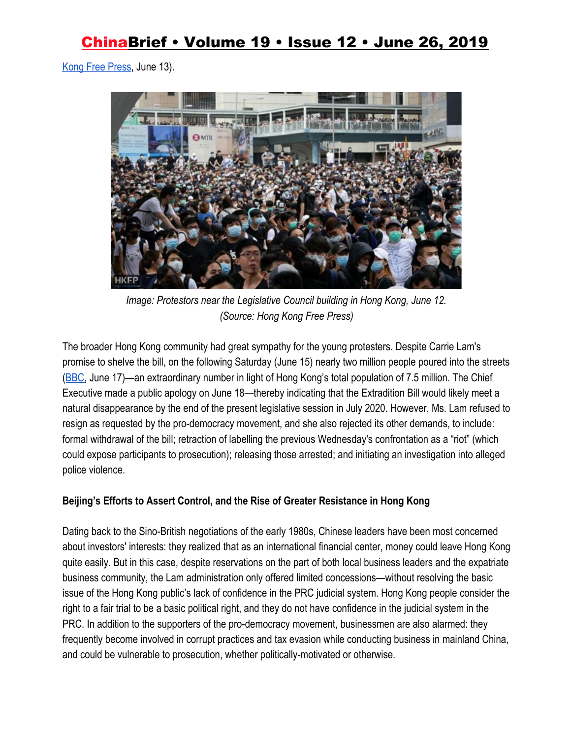Kong Free Press, June 13).

Image: Protestors near the Legislative Council building in Hong Kong, June 12. (Source: Hong Kong Free Press)

The broader Hong Kong community had great sympathy for the young protesters. Despite Carrie Lam's promise to shelve the bill, on the following Saturday (June 15) nearly two million people poured into the streets (BBC, June 17)—an extraordinary number in light of Hong Kong's total population of 7.5 million. The Chief Executive made a public apology on June 18—thereby indicating that the Extradition Bill would likely meet a natural disappearance by the end of the present legislative session in July 2020. However, Ms. Lam refused to resign as requested by the pro-democracy movement, and she also rejected its other demands, to include: formal withdrawal of the bill; retraction of labelling the previous Wednesday's confrontation as a "riot" (which could expose participants to prosecution); releasing those arrested; and initiating an investigation into alleged police violence.

**Beijing's Efforts to Assert Control, and the Rise of Greater Resistance in Hong Kong**

Dating back to the Sino-British negotiations of the early 1980s, Chinese leaders have been most concerned about investors' interests: they realized that as an international financial center, money could leave Hong Kong quite easily. But in this case, despite reservations on the part of both local business leaders and the expatriate business community, the Lam administration only offered limited concessions—without resolving the basic issue of the Hong Kong public's lack of confidence in the PRC judicial system. Hong Kong people consider the right to a fair trial to be a basic political right, and they do not have confidence in the judicial system in the PRC. In addition to the supporters of the pro-democracy movement, businessmen are also alarmed: they frequently become involved in corrupt practices and tax evasion while conducting business in mainland China, and could be vulnerable to prosecution, whether politically-motivated or otherwise.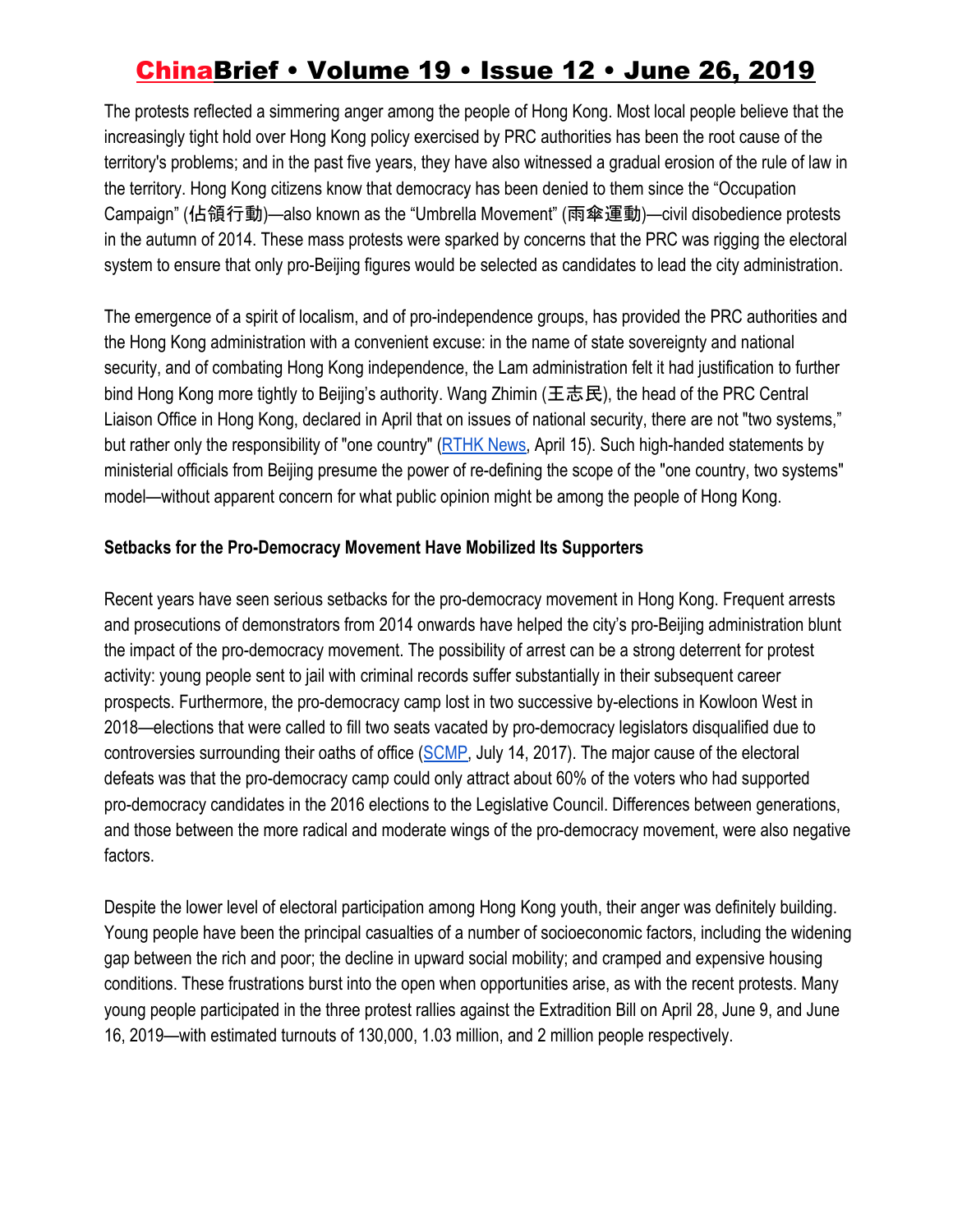The protests reflected a simmering anger among the people of Hong Kong. Most local people believe that the increasingly tight hold over Hong Kong policy exercised by PRC authorities has been the root cause of the territory's problems; and in the past five years, they have also witnessed a gradual erosion of the rule of law in the territory. Hong Kong citizens know that democracy has been denied to them since the "Occupation Campaign" (佔領行動)—also known as the "Umbrella Movement" (雨傘運動)—civil disobedience protests in the autumn of 2014. These mass protests were sparked by concerns that the PRC was rigging the electoral system to ensure that only pro-Beijing figures would be selected as candidates to lead the city administration.

The emergence of a spirit of localism, and of pro-independence groups, has provided the PRC authorities and the Hong Kong administration with a convenient excuse: in the name of state sovereignty and national security, and of combating Hong Kong independence, the Lam administration felt it had justification to further bind Hong Kong more tightly to Beijing's authority. Wang Zhimin (王志民), the head of the PRC Central Liaison Office in Hong Kong, declared in April that on issues of national security, there are not "two systems," but rather only the responsibility of "one country" (RTHK News, April 15). Such high-handed statements by ministerial officials from Beijing presume the power of re-defining the scope of the "one country, two systems" model—without apparent concern for what public opinion might be among the people of Hong Kong.

**Setbacks for the Pro-Democracy Movement Have Mobilized Its Supporters**

Recent years have seen serious setbacks for the pro-democracy movement in Hong Kong. Frequent arrests and prosecutions of demonstrators from 2014 onwards have helped the city's pro-Beijing administration blunt the impact of the pro-democracy movement. The possibility of arrest can be a strong deterrent for protest activity: young people sent to jail with criminal records suffer substantially in their subsequent career prospects. Furthermore, the pro-democracy camp lost in two successive by-elections in Kowloon West in 2018—elections that were called to fill two seats vacated by pro-democracy legislators disqualified due to controversies surrounding their oaths of office (SCMP, July 14, 2017). The major cause of the electoral defeats was that the pro-democracy camp could only attract about 60% of the voters who had supported pro-democracy candidates in the 2016 elections to the Legislative Council. Differences between generations, and those between the more radical and moderate wings of the pro-democracy movement, were also negative factors.

Despite the lower level of electoral participation among Hong Kong youth, their anger was definitely building. Young people have been the principal casualties of a number of socioeconomic factors, including the widening gap between the rich and poor; the decline in upward social mobility; and cramped and expensive housing conditions. These frustrations burst into the open when opportunities arise, as with the recent protests. Many young people participated in the three protest rallies against the Extradition Bill on April 28, June 9, and June 16, 2019—with estimated turnouts of 130,000, 1.03 million, and 2 million people respectively.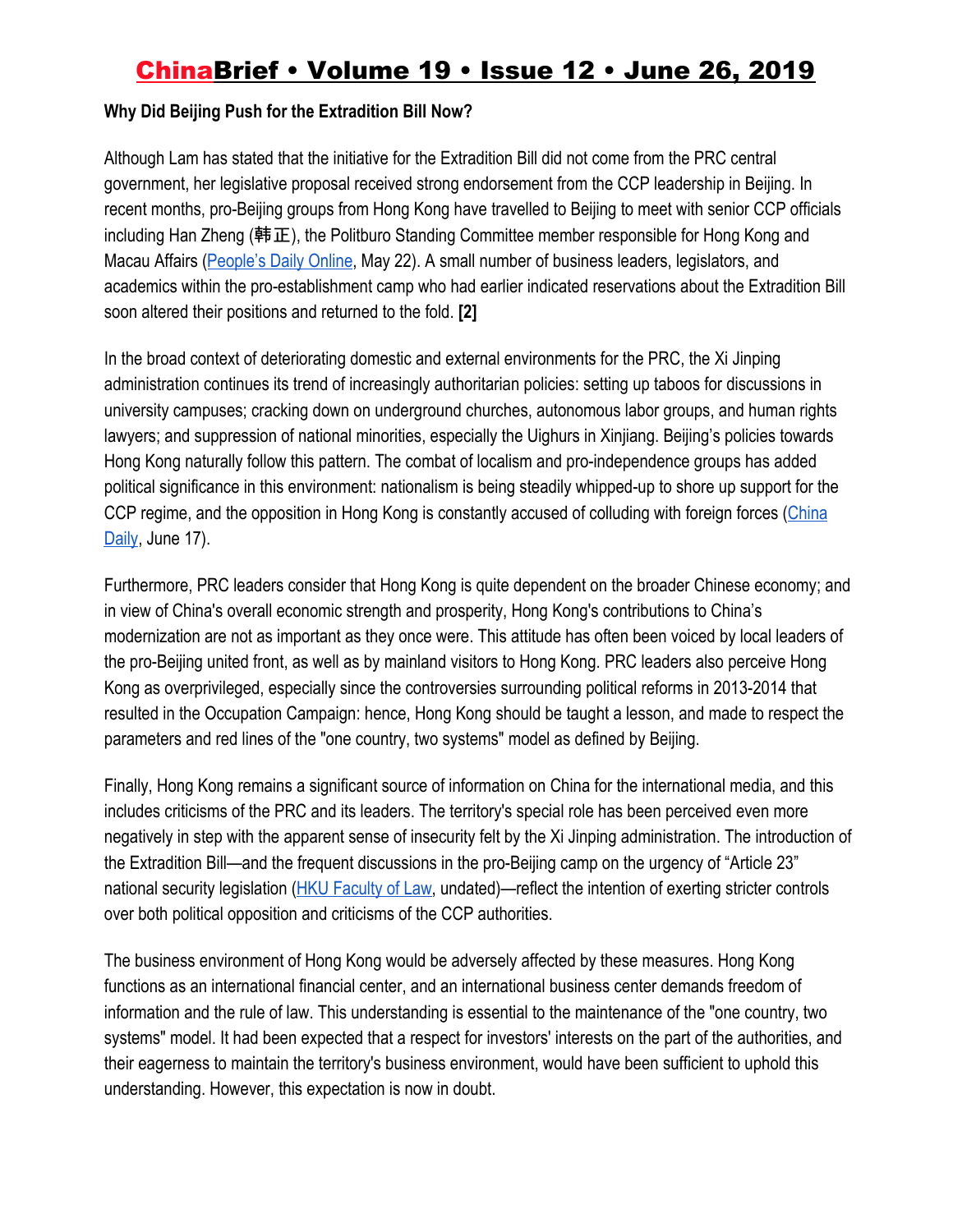**Why Did Beijing Push for the Extradition Bill Now?**

Although Lam has stated that the initiative for the Extradition Bill did not come from the PRC central government, her legislative proposal received strong endorsement from the CCP leadership in Beijing. In recent months, pro-Beijing groups from Hong Kong have travelled to Beijing to meet with senior CCP officials including Han Zheng (韩正), the Politburo Standing Committee member responsible for Hong Kong and Macau Affairs (People's Daily Online, May 22). A small number of business leaders, legislators, and academics within the pro-establishment camp who had earlier indicated reservations about the Extradition Bill soon altered their positions and returned to the fold. **[2]**

In the broad context of deteriorating domestic and external environments for the PRC, the Xi Jinping administration continues its trend of increasingly authoritarian policies: setting up taboos for discussions in university campuses; cracking down on underground churches, autonomous labor groups, and human rights lawyers; and suppression of national minorities, especially the Uighurs in Xinjiang. Beijing's policies towards Hong Kong naturally follow this pattern. The combat of localism and pro-independence groups has added political significance in this environment: nationalism is being steadily whipped-up to shore up support for the CCP regime, and the opposition in Hong Kong is constantly accused of colluding with foreign forces (China Daily, June 17).

Furthermore, PRC leaders consider that Hong Kong is quite dependent on the broader Chinese economy; and in view of China's overall economic strength and prosperity, Hong Kong's contributions to China's modernization are not as important as they once were. This attitude has often been voiced by local leaders of the pro-Beijing united front, as well as by mainland visitors to Hong Kong. PRC leaders also perceive Hong Kong as overprivileged, especially since the controversies surrounding political reforms in 2013-2014 that resulted in the Occupation Campaign: hence, Hong Kong should be taught a lesson, and made to respect the parameters and red lines of the "one country, two systems" model as defined by Beijing.

Finally, Hong Kong remains a significant source of information on China for the international media, and this includes criticisms of the PRC and its leaders. The territory's special role has been perceived even more negatively in step with the apparent sense of insecurity felt by the Xi Jinping administration. The introduction of the Extradition Bill—and the frequent discussions in the pro-Beijing camp on the urgency of "Article 23" national security legislation (HKU Faculty of Law, undated)—reflect the intention of exerting stricter controls over both political opposition and criticisms of the CCP authorities.

The business environment of Hong Kong would be adversely affected by these measures. Hong Kong functions as an international financial center, and an international business center demands freedom of information and the rule of law. This understanding is essential to the maintenance of the "one country, two systems" model. It had been expected that a respect for investors' interests on the part of the authorities, and their eagerness to maintain the territory's business environment, would have been sufficient to uphold this understanding. However, this expectation is now in doubt.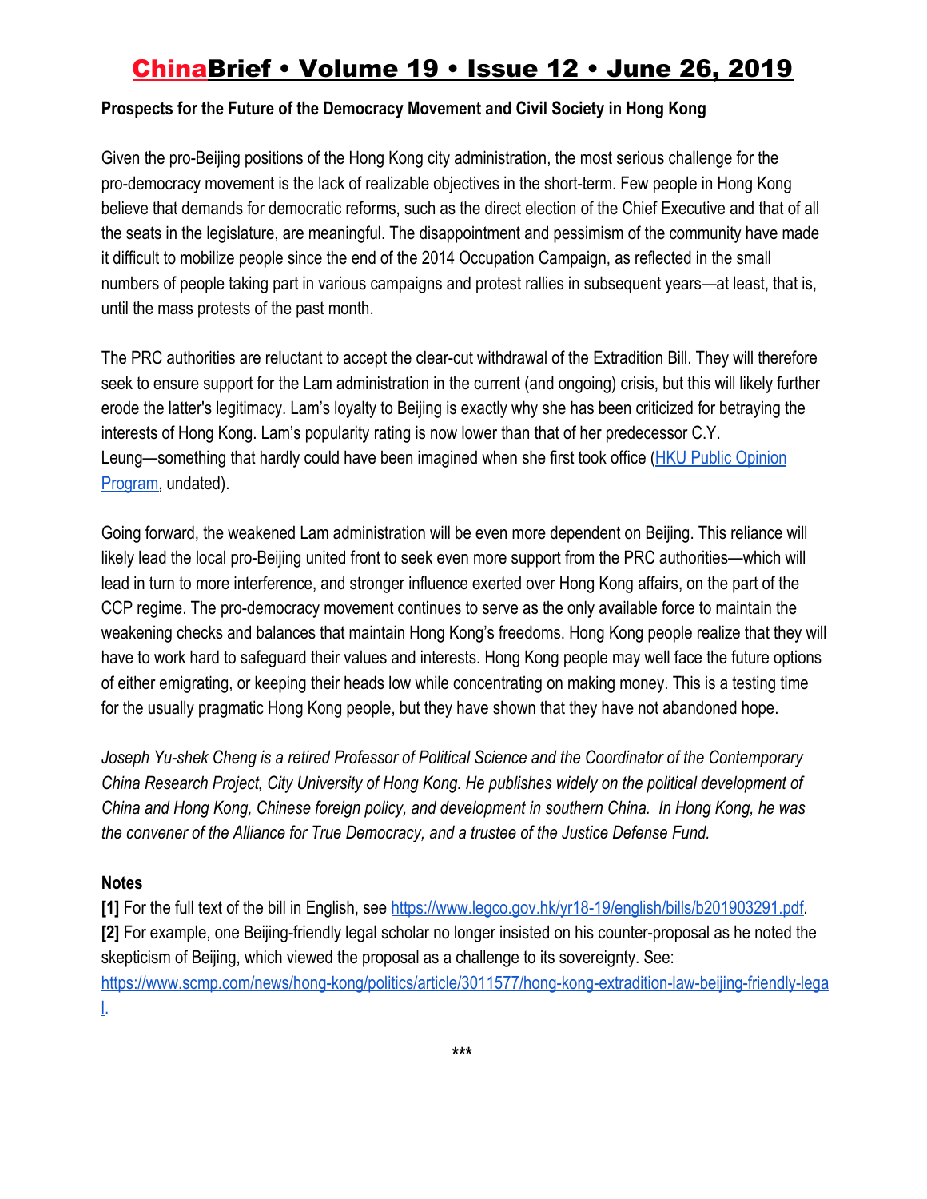**Prospects for the Future of the Democracy Movement and Civil Society in Hong Kong**

Given the pro-Beijing positions of the Hong Kong city administration, the most serious challenge for the pro-democracy movement is the lack of realizable objectives in the short-term. Few people in Hong Kong believe that demands for democratic reforms, such as the direct election of the Chief Executive and that of all the seats in the legislature, are meaningful. The disappointment and pessimism of the community have made it difficult to mobilize people since the end of the 2014 Occupation Campaign, as reflected in the small numbers of people taking part in various campaigns and protest rallies in subsequent years—at least, that is, until the mass protests of the past month.

The PRC authorities are reluctant to accept the clear-cut withdrawal of the Extradition Bill. They will therefore seek to ensure support for the Lam administration in the current (and ongoing) crisis, but this will likely further erode the latter's legitimacy. Lam's loyalty to Beijing is exactly why she has been criticized for betraying the interests of Hong Kong. Lam's popularity rating is now lower than that of her predecessor C.Y. Leung—something that hardly could have been imagined when she first took office (HKU Public Opinion Program, undated).

Going forward, the weakened Lam administration will be even more dependent on Beijing. This reliance will likely lead the local pro-Beijing united front to seek even more support from the PRC authorities—which will lead in turn to more interference, and stronger influence exerted over Hong Kong affairs, on the part of the CCP regime. The pro-democracy movement continues to serve as the only available force to maintain the weakening checks and balances that maintain Hong Kong's freedoms. Hong Kong people realize that they will have to work hard to safeguard their values and interests. Hong Kong people may well face the future options of either emigrating, or keeping their heads low while concentrating on making money. This is a testing time for the usually pragmatic Hong Kong people, but they have shown that they have not abandoned hope.

*Joseph Yu-shek Cheng is a retired Professor of Political Science and the Coordinator of the Contemporary China Research Project, City University of Hong Kong. He publishes widely on the political development of China and Hong Kong, Chinese foreign policy, and development in southern China. In Hong Kong, he was the convener of the Alliance for True Democracy, and a trustee of the Justice Defense Fund.*

**Notes**

**[1]** For the full text of the bill in English, see https://www.legco.gov.hk/yr18-19/english/bills/b201903291.pdf.
**[2]** For example, one Beijing-friendly legal scholar no longer insisted on his counter-proposal as he noted the skepticism of Beijing, which viewed the proposal as a challenge to its sovereignty. See: https://www.scmp.com/news/hong-kong/politics/article/3011577/hong-kong-extradition-law-beijing-friendly-legal.

***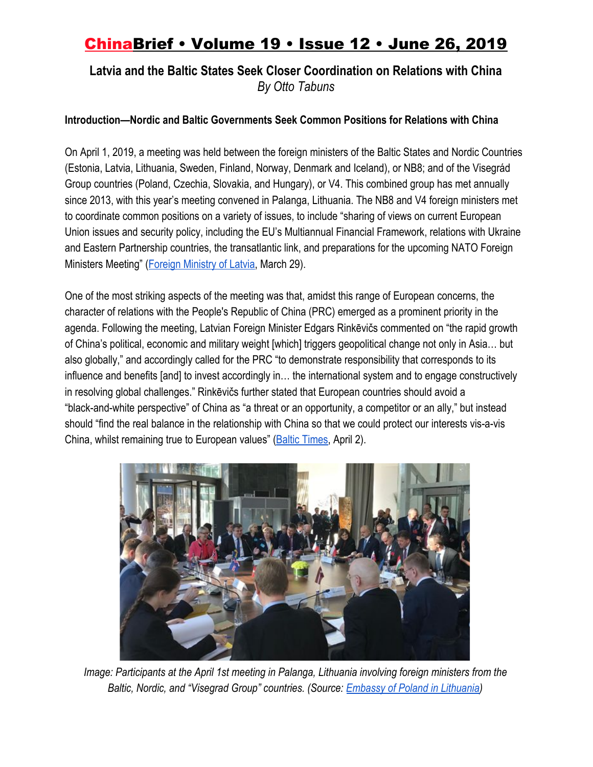# Latvia and the Baltic States Seek Closer Coordination on Relations with China

*By Otto Tabuns*

### Introduction—Nordic and Baltic Governments Seek Common Positions for Relations with China

On April 1, 2019, a meeting was held between the foreign ministers of the Baltic States and Nordic Countries (Estonia, Latvia, Lithuania, Sweden, Finland, Norway, Denmark and Iceland), or NB8; and of the Visegrád Group countries (Poland, Czechia, Slovakia, and Hungary), or V4. This combined group has met annually since 2013, with this year's meeting convened in Palanga, Lithuania. The NB8 and V4 foreign ministers met to coordinate common positions on a variety of issues, to include "sharing of views on current European Union issues and security policy, including the EU's Multiannual Financial Framework, relations with Ukraine and Eastern Partnership countries, the transatlantic link, and preparations for the upcoming NATO Foreign Ministers Meeting" (Foreign Ministry of Latvia, March 29).

One of the most striking aspects of the meeting was that, amidst this range of European concerns, the character of relations with the People's Republic of China (PRC) emerged as a prominent priority in the agenda. Following the meeting, Latvian Foreign Minister Edgars Rinkēvičs commented on "the rapid growth of China's political, economic and military weight [which] triggers geopolitical change not only in Asia… but also globally," and accordingly called for the PRC "to demonstrate responsibility that corresponds to its influence and benefits [and] to invest accordingly in… the international system and to engage constructively in resolving global challenges." Rinkēvičs further stated that European countries should avoid a "black-and-white perspective" of China as "a threat or an opportunity, a competitor or an ally," but instead should "find the real balance in the relationship with China so that we could protect our interests vis-a-vis China, whilst remaining true to European values" (Baltic Times, April 2).

*Image: Participants at the April 1st meeting in Palanga, Lithuania involving foreign ministers from the Baltic, Nordic, and "Visegrad Group" countries. (Source: Embassy of Poland in Lithuania)*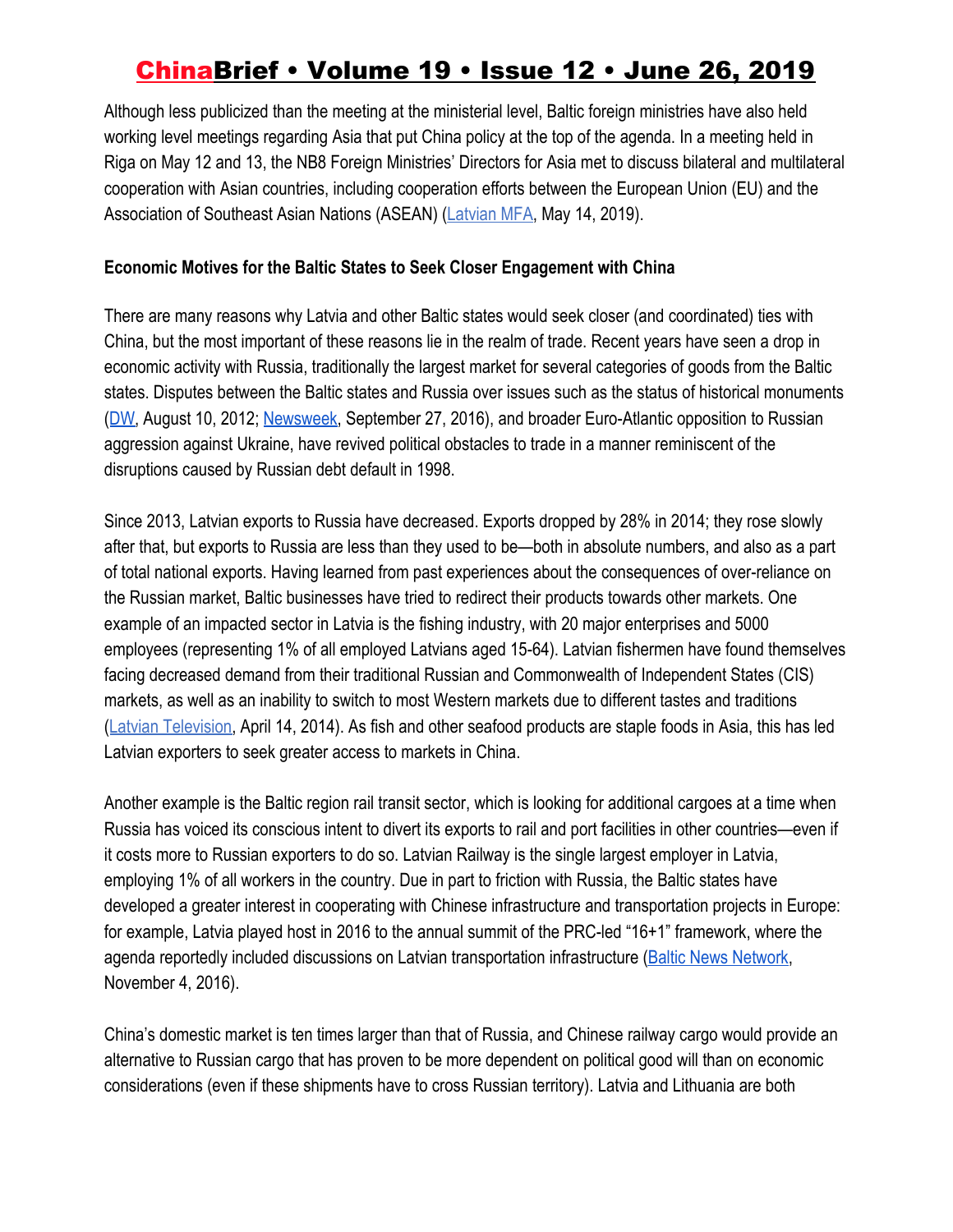Although less publicized than the meeting at the ministerial level, Baltic foreign ministries have also held working level meetings regarding Asia that put China policy at the top of the agenda. In a meeting held in Riga on May 12 and 13, the NB8 Foreign Ministries' Directors for Asia met to discuss bilateral and multilateral cooperation with Asian countries, including cooperation efforts between the European Union (EU) and the Association of Southeast Asian Nations (ASEAN) (Latvian MFA, May 14, 2019).

**Economic Motives for the Baltic States to Seek Closer Engagement with China**

There are many reasons why Latvia and other Baltic states would seek closer (and coordinated) ties with China, but the most important of these reasons lie in the realm of trade. Recent years have seen a drop in economic activity with Russia, traditionally the largest market for several categories of goods from the Baltic states. Disputes between the Baltic states and Russia over issues such as the status of historical monuments (DW, August 10, 2012; Newsweek, September 27, 2016), and broader Euro-Atlantic opposition to Russian aggression against Ukraine, have revived political obstacles to trade in a manner reminiscent of the disruptions caused by Russian debt default in 1998.

Since 2013, Latvian exports to Russia have decreased. Exports dropped by 28% in 2014; they rose slowly after that, but exports to Russia are less than they used to be—both in absolute numbers, and also as a part of total national exports. Having learned from past experiences about the consequences of over-reliance on the Russian market, Baltic businesses have tried to redirect their products towards other markets. One example of an impacted sector in Latvia is the fishing industry, with 20 major enterprises and 5000 employees (representing 1% of all employed Latvians aged 15-64). Latvian fishermen have found themselves facing decreased demand from their traditional Russian and Commonwealth of Independent States (CIS) markets, as well as an inability to switch to most Western markets due to different tastes and traditions (Latvian Television, April 14, 2014). As fish and other seafood products are staple foods in Asia, this has led Latvian exporters to seek greater access to markets in China.

Another example is the Baltic region rail transit sector, which is looking for additional cargoes at a time when Russia has voiced its conscious intent to divert its exports to rail and port facilities in other countries—even if it costs more to Russian exporters to do so. Latvian Railway is the single largest employer in Latvia, employing 1% of all workers in the country. Due in part to friction with Russia, the Baltic states have developed a greater interest in cooperating with Chinese infrastructure and transportation projects in Europe: for example, Latvia played host in 2016 to the annual summit of the PRC-led "16+1" framework, where the agenda reportedly included discussions on Latvian transportation infrastructure (Baltic News Network, November 4, 2016).

China's domestic market is ten times larger than that of Russia, and Chinese railway cargo would provide an alternative to Russian cargo that has proven to be more dependent on political good will than on economic considerations (even if these shipments have to cross Russian territory). Latvia and Lithuania are both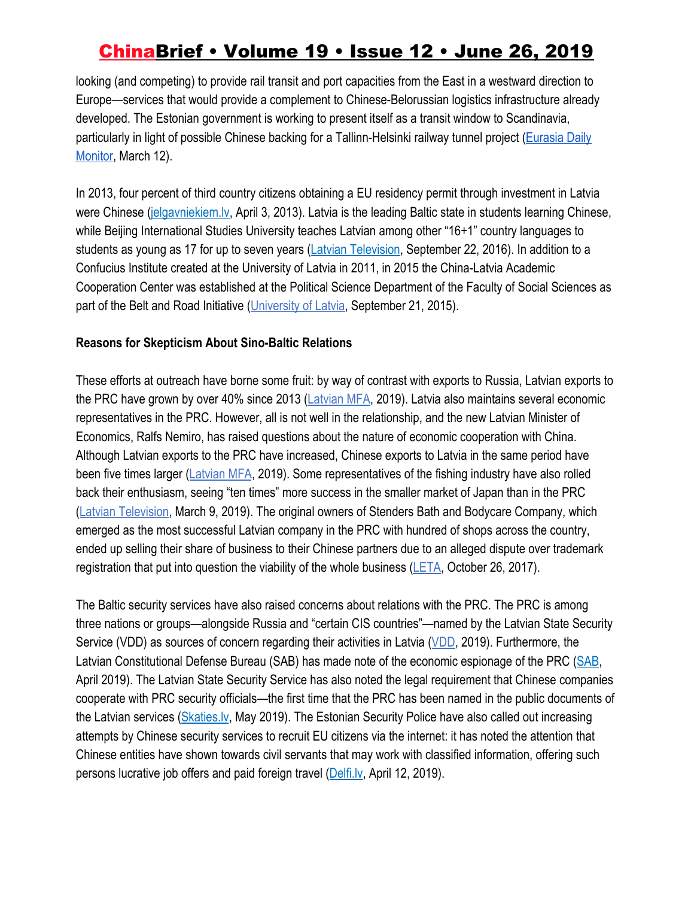looking (and competing) to provide rail transit and port capacities from the East in a westward direction to Europe—services that would provide a complement to Chinese-Belorussian logistics infrastructure already developed. The Estonian government is working to present itself as a transit window to Scandinavia, particularly in light of possible Chinese backing for a Tallinn-Helsinki railway tunnel project (Eurasia Daily Monitor, March 12).

In 2013, four percent of third country citizens obtaining a EU residency permit through investment in Latvia were Chinese (jelgavniekiem.lv, April 3, 2013). Latvia is the leading Baltic state in students learning Chinese, while Beijing International Studies University teaches Latvian among other "16+1" country languages to students as young as 17 for up to seven years (Latvian Television, September 22, 2016). In addition to a Confucius Institute created at the University of Latvia in 2011, in 2015 the China-Latvia Academic Cooperation Center was established at the Political Science Department of the Faculty of Social Sciences as part of the Belt and Road Initiative (University of Latvia, September 21, 2015).

**Reasons for Skepticism About Sino-Baltic Relations**

These efforts at outreach have borne some fruit: by way of contrast with exports to Russia, Latvian exports to the PRC have grown by over 40% since 2013 (Latvian MFA, 2019). Latvia also maintains several economic representatives in the PRC. However, all is not well in the relationship, and the new Latvian Minister of Economics, Ralfs Nemiro, has raised questions about the nature of economic cooperation with China. Although Latvian exports to the PRC have increased, Chinese exports to Latvia in the same period have been five times larger (Latvian MFA, 2019). Some representatives of the fishing industry have also rolled back their enthusiasm, seeing "ten times" more success in the smaller market of Japan than in the PRC (Latvian Television, March 9, 2019). The original owners of Stenders Bath and Bodycare Company, which emerged as the most successful Latvian company in the PRC with hundred of shops across the country, ended up selling their share of business to their Chinese partners due to an alleged dispute over trademark registration that put into question the viability of the whole business (LETA, October 26, 2017).

The Baltic security services have also raised concerns about relations with the PRC. The PRC is among three nations or groups—alongside Russia and "certain CIS countries"—named by the Latvian State Security Service (VDD) as sources of concern regarding their activities in Latvia (VDD, 2019). Furthermore, the Latvian Constitutional Defense Bureau (SAB) has made note of the economic espionage of the PRC (SAB, April 2019). The Latvian State Security Service has also noted the legal requirement that Chinese companies cooperate with PRC security officials—the first time that the PRC has been named in the public documents of the Latvian services (Skaties.lv, May 2019). The Estonian Security Police have also called out increasing attempts by Chinese security services to recruit EU citizens via the internet: it has noted the attention that Chinese entities have shown towards civil servants that may work with classified information, offering such persons lucrative job offers and paid foreign travel (Delfi.lv, April 12, 2019).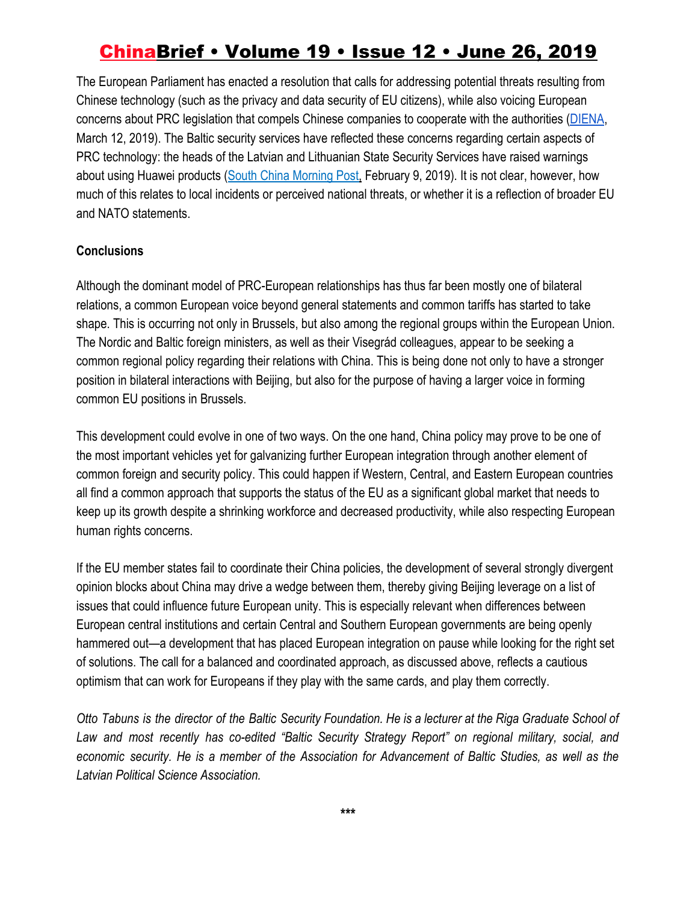The European Parliament has enacted a resolution that calls for addressing potential threats resulting from Chinese technology (such as the privacy and data security of EU citizens), while also voicing European concerns about PRC legislation that compels Chinese companies to cooperate with the authorities (DIENA, March 12, 2019). The Baltic security services have reflected these concerns regarding certain aspects of PRC technology: the heads of the Latvian and Lithuanian State Security Services have raised warnings about using Huawei products (South China Morning Post, February 9, 2019). It is not clear, however, how much of this relates to local incidents or perceived national threats, or whether it is a reflection of broader EU and NATO statements.

**Conclusions**

Although the dominant model of PRC-European relationships has thus far been mostly one of bilateral relations, a common European voice beyond general statements and common tariffs has started to take shape. This is occurring not only in Brussels, but also among the regional groups within the European Union. The Nordic and Baltic foreign ministers, as well as their Visegrád colleagues, appear to be seeking a common regional policy regarding their relations with China. This is being done not only to have a stronger position in bilateral interactions with Beijing, but also for the purpose of having a larger voice in forming common EU positions in Brussels.

This development could evolve in one of two ways. On the one hand, China policy may prove to be one of the most important vehicles yet for galvanizing further European integration through another element of common foreign and security policy. This could happen if Western, Central, and Eastern European countries all find a common approach that supports the status of the EU as a significant global market that needs to keep up its growth despite a shrinking workforce and decreased productivity, while also respecting European human rights concerns.

If the EU member states fail to coordinate their China policies, the development of several strongly divergent opinion blocks about China may drive a wedge between them, thereby giving Beijing leverage on a list of issues that could influence future European unity. This is especially relevant when differences between European central institutions and certain Central and Southern European governments are being openly hammered out—a development that has placed European integration on pause while looking for the right set of solutions. The call for a balanced and coordinated approach, as discussed above, reflects a cautious optimism that can work for Europeans if they play with the same cards, and play them correctly.

*Otto Tabuns is the director of the Baltic Security Foundation. He is a lecturer at the Riga Graduate School of Law and most recently has co-edited "Baltic Security Strategy Report" on regional military, social, and economic security. He is a member of the Association for Advancement of Baltic Studies, as well as the Latvian Political Science Association.*

***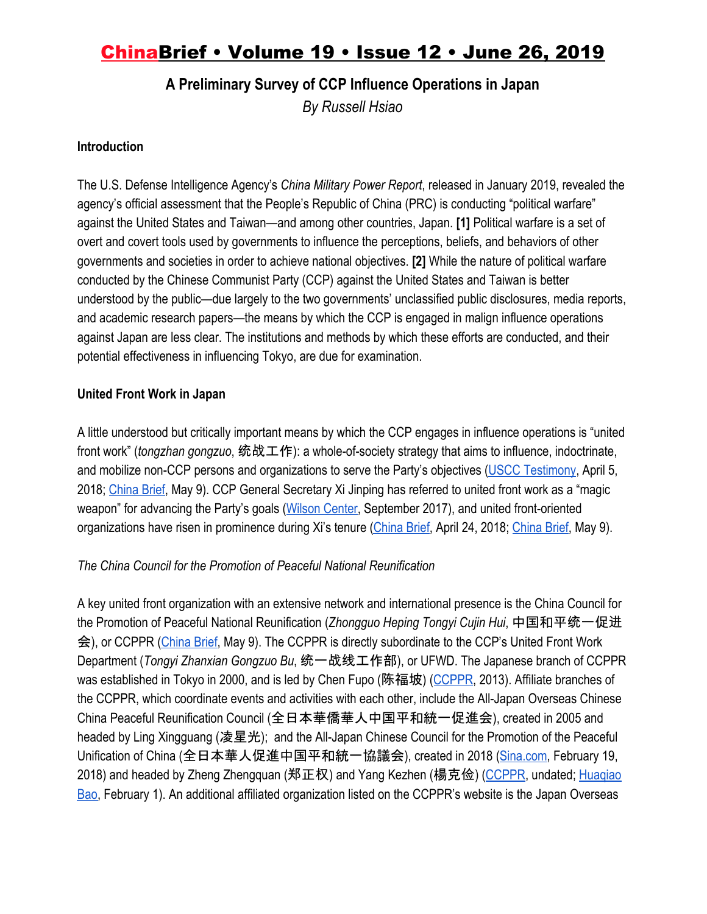## A Preliminary Survey of CCP Influence Operations in Japan

*By Russell Hsiao*

**Introduction**

The U.S. Defense Intelligence Agency's *China Military Power Report*, released in January 2019, revealed the agency's official assessment that the People's Republic of China (PRC) is conducting "political warfare" against the United States and Taiwan—and among other countries, Japan. **[1]** Political warfare is a set of overt and covert tools used by governments to influence the perceptions, beliefs, and behaviors of other governments and societies in order to achieve national objectives. **[2]** While the nature of political warfare conducted by the Chinese Communist Party (CCP) against the United States and Taiwan is better understood by the public—due largely to the two governments' unclassified public disclosures, media reports, and academic research papers—the means by which the CCP is engaged in malign influence operations against Japan are less clear. The institutions and methods by which these efforts are conducted, and their potential effectiveness in influencing Tokyo, are due for examination.

**United Front Work in Japan**

A little understood but critically important means by which the CCP engages in influence operations is "united front work" (*tongzhan gongzuo*, 统战工作): a whole-of-society strategy that aims to influence, indoctrinate, and mobilize non-CCP persons and organizations to serve the Party's objectives (USCC Testimony, April 5, 2018; China Brief, May 9). CCP General Secretary Xi Jinping has referred to united front work as a "magic weapon" for advancing the Party's goals (Wilson Center, September 2017), and united front-oriented organizations have risen in prominence during Xi's tenure (China Brief, April 24, 2018; China Brief, May 9).

*The China Council for the Promotion of Peaceful National Reunification*

A key united front organization with an extensive network and international presence is the China Council for the Promotion of Peaceful National Reunification (*Zhongguo Heping Tongyi Cujin Hui*, 中国和平统一促进会), or CCPPR (China Brief, May 9). The CCPPR is directly subordinate to the CCP's United Front Work Department (*Tongyi Zhanxian Gongzuo Bu*, 统一战线工作部), or UFWD. The Japanese branch of CCPPR was established in Tokyo in 2000, and is led by Chen Fupo (陈福坡) (CCPPR, 2013). Affiliate branches of the CCPPR, which coordinate events and activities with each other, include the All-Japan Overseas Chinese China Peaceful Reunification Council (全日本華僑華人中国平和統一促進会), created in 2005 and headed by Ling Xingguang (凌星光); and the All-Japan Chinese Council for the Promotion of the Peaceful Unification of China (全日本華人促進中国平和統一協議会), created in 2018 (Sina.com, February 19, 2018) and headed by Zheng Zhengquan (郑正权) and Yang Kezhen (楊克俭) (CCPPR, undated; Huaqiao Bao, February 1). An additional affiliated organization listed on the CCPPR's website is the Japan Overseas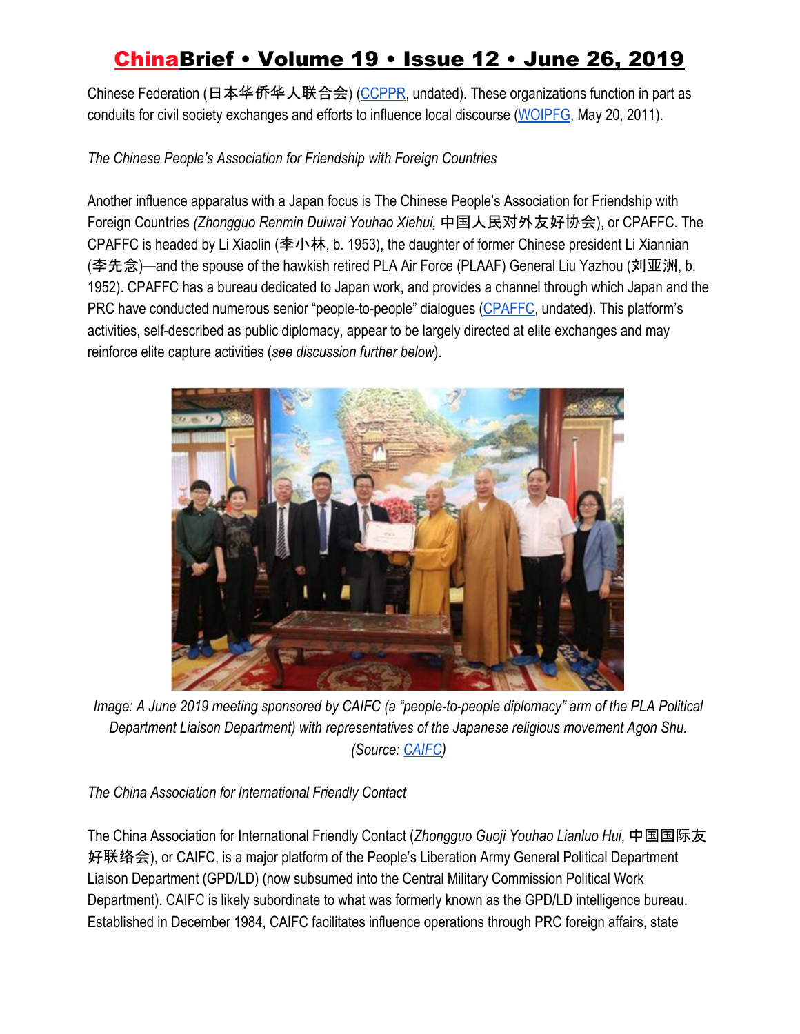Chinese Federation (日本华侨华人联合会) (CCPPR, undated). These organizations function in part as conduits for civil society exchanges and efforts to influence local discourse (WOIPFG, May 20, 2011).

*The Chinese People's Association for Friendship with Foreign Countries*

Another influence apparatus with a Japan focus is The Chinese People's Association for Friendship with Foreign Countries *(Zhongguo Renmin Duiwai Youhao Xiehui,* 中国人民对外友好协会), or CPAFFC. The CPAFFC is headed by Li Xiaolin (李小林, b. 1953), the daughter of former Chinese president Li Xiannian (李先念)—and the spouse of the hawkish retired PLA Air Force (PLAAF) General Liu Yazhou (刘亚洲, b. 1952). CPAFFC has a bureau dedicated to Japan work, and provides a channel through which Japan and the PRC have conducted numerous senior "people-to-people" dialogues (CPAFFC, undated). This platform's activities, self-described as public diplomacy, appear to be largely directed at elite exchanges and may reinforce elite capture activities (*see discussion further below*).

*Image: A June 2019 meeting sponsored by CAIFC (a "people-to-people diplomacy" arm of the PLA Political Department Liaison Department) with representatives of the Japanese religious movement Agon Shu. (Source: CAIFC)*

*The China Association for International Friendly Contact*

The China Association for International Friendly Contact (*Zhongguo Guoji Youhao Lianluo Hui*, 中国国际友好联络会), or CAIFC, is a major platform of the People's Liberation Army General Political Department Liaison Department (GPD/LD) (now subsumed into the Central Military Commission Political Work Department). CAIFC is likely subordinate to what was formerly known as the GPD/LD intelligence bureau. Established in December 1984, CAIFC facilitates influence operations through PRC foreign affairs, state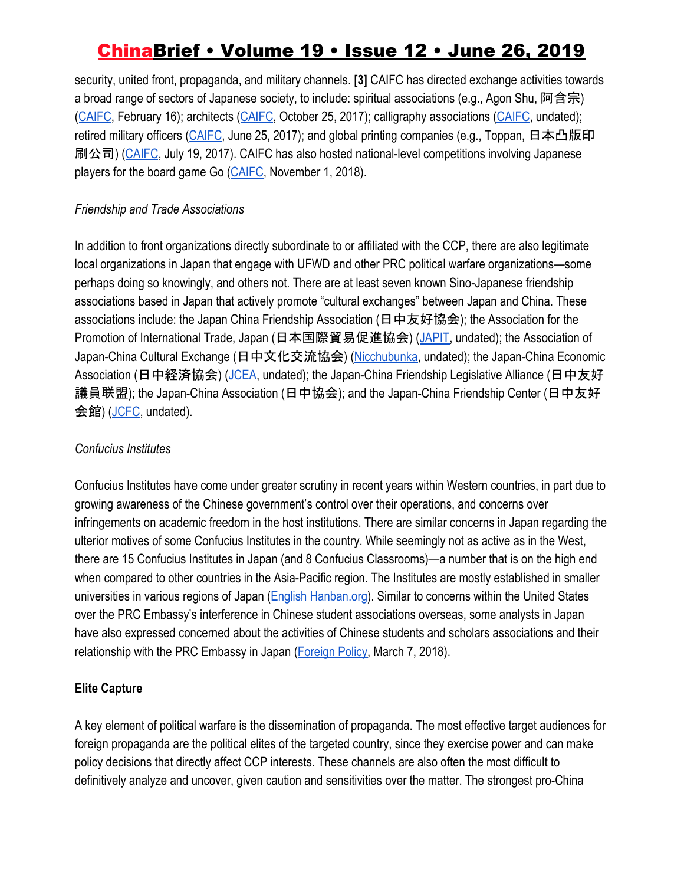security, united front, propaganda, and military channels. **[3]** CAIFC has directed exchange activities towards a broad range of sectors of Japanese society, to include: spiritual associations (e.g., Agon Shu, 阿含宗) (CAIFC, February 16); architects (CAIFC, October 25, 2017); calligraphy associations (CAIFC, undated); retired military officers (CAIFC, June 25, 2017); and global printing companies (e.g., Toppan, 日本凸版印刷公司) (CAIFC, July 19, 2017). CAIFC has also hosted national-level competitions involving Japanese players for the board game Go (CAIFC, November 1, 2018).

*Friendship and Trade Associations*

In addition to front organizations directly subordinate to or affiliated with the CCP, there are also legitimate local organizations in Japan that engage with UFWD and other PRC political warfare organizations—some perhaps doing so knowingly, and others not. There are at least seven known Sino-Japanese friendship associations based in Japan that actively promote "cultural exchanges" between Japan and China. These associations include: the Japan China Friendship Association (日中友好協会); the Association for the Promotion of International Trade, Japan (日本国際貿易促進協会) (JAPIT, undated); the Association of Japan-China Cultural Exchange (日中文化交流協会) (Nicchubunka, undated); the Japan-China Economic Association (日中経済協会) (JCEA, undated); the Japan-China Friendship Legislative Alliance (日中友好議員联盟); the Japan-China Association (日中協会); and the Japan-China Friendship Center (日中友好会館) (JCFC, undated).

*Confucius Institutes*

Confucius Institutes have come under greater scrutiny in recent years within Western countries, in part due to growing awareness of the Chinese government's control over their operations, and concerns over infringements on academic freedom in the host institutions. There are similar concerns in Japan regarding the ulterior motives of some Confucius Institutes in the country. While seemingly not as active as in the West, there are 15 Confucius Institutes in Japan (and 8 Confucius Classrooms)—a number that is on the high end when compared to other countries in the Asia-Pacific region. The Institutes are mostly established in smaller universities in various regions of Japan (English Hanban.org). Similar to concerns within the United States over the PRC Embassy's interference in Chinese student associations overseas, some analysts in Japan have also expressed concerned about the activities of Chinese students and scholars associations and their relationship with the PRC Embassy in Japan (Foreign Policy, March 7, 2018).

**Elite Capture**

A key element of political warfare is the dissemination of propaganda. The most effective target audiences for foreign propaganda are the political elites of the targeted country, since they exercise power and can make policy decisions that directly affect CCP interests. These channels are also often the most difficult to definitively analyze and uncover, given caution and sensitivities over the matter. The strongest pro-China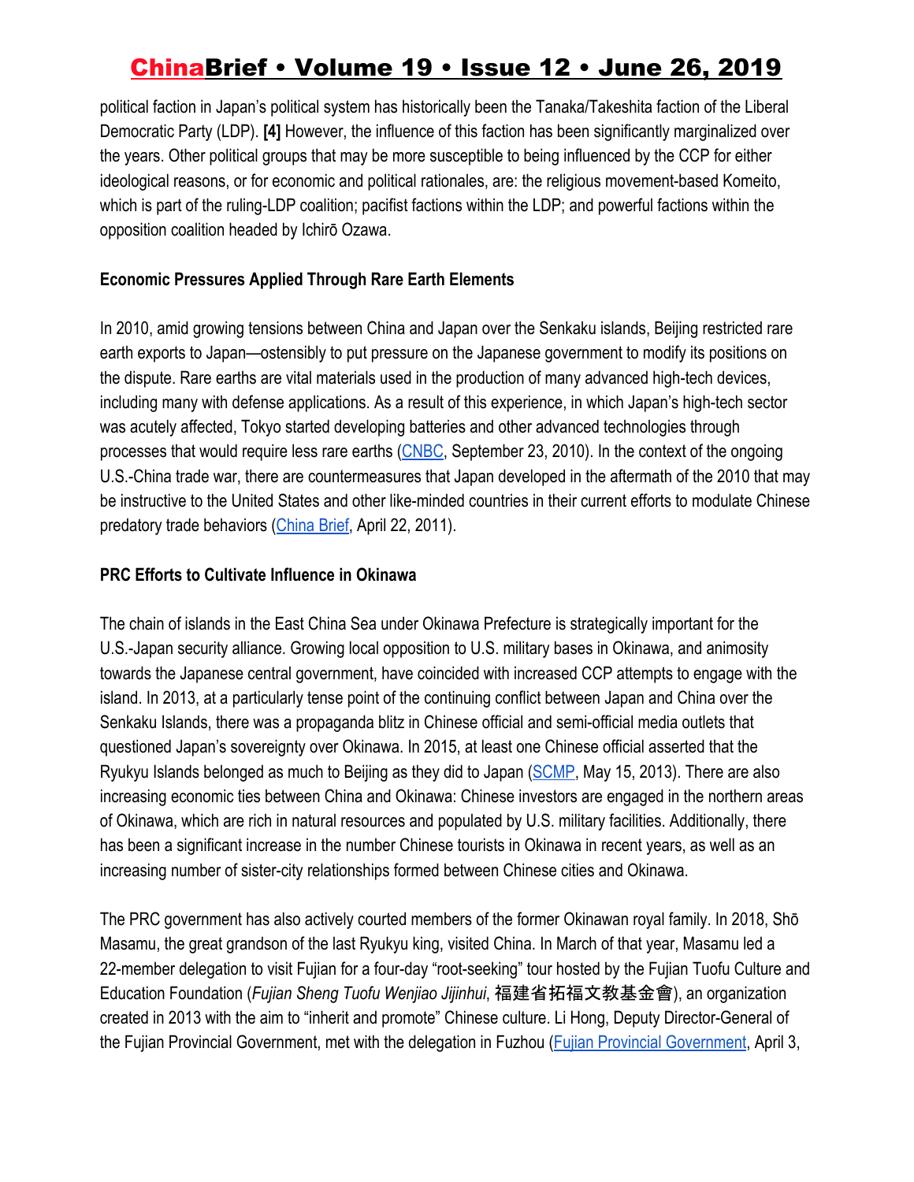political faction in Japan's political system has historically been the Tanaka/Takeshita faction of the Liberal Democratic Party (LDP). **[4]** However, the influence of this faction has been significantly marginalized over the years. Other political groups that may be more susceptible to being influenced by the CCP for either ideological reasons, or for economic and political rationales, are: the religious movement-based Komeito, which is part of the ruling-LDP coalition; pacifist factions within the LDP; and powerful factions within the opposition coalition headed by Ichirō Ozawa.

**Economic Pressures Applied Through Rare Earth Elements**

In 2010, amid growing tensions between China and Japan over the Senkaku islands, Beijing restricted rare earth exports to Japan—ostensibly to put pressure on the Japanese government to modify its positions on the dispute. Rare earths are vital materials used in the production of many advanced high-tech devices, including many with defense applications. As a result of this experience, in which Japan's high-tech sector was acutely affected, Tokyo started developing batteries and other advanced technologies through processes that would require less rare earths (CNBC, September 23, 2010). In the context of the ongoing U.S.-China trade war, there are countermeasures that Japan developed in the aftermath of the 2010 that may be instructive to the United States and other like-minded countries in their current efforts to modulate Chinese predatory trade behaviors (China Brief, April 22, 2011).

**PRC Efforts to Cultivate Influence in Okinawa**

The chain of islands in the East China Sea under Okinawa Prefecture is strategically important for the U.S.-Japan security alliance. Growing local opposition to U.S. military bases in Okinawa, and animosity towards the Japanese central government, have coincided with increased CCP attempts to engage with the island. In 2013, at a particularly tense point of the continuing conflict between Japan and China over the Senkaku Islands, there was a propaganda blitz in Chinese official and semi-official media outlets that questioned Japan's sovereignty over Okinawa. In 2015, at least one Chinese official asserted that the Ryukyu Islands belonged as much to Beijing as they did to Japan (SCMP, May 15, 2013). There are also increasing economic ties between China and Okinawa: Chinese investors are engaged in the northern areas of Okinawa, which are rich in natural resources and populated by U.S. military facilities. Additionally, there has been a significant increase in the number Chinese tourists in Okinawa in recent years, as well as an increasing number of sister-city relationships formed between Chinese cities and Okinawa.

The PRC government has also actively courted members of the former Okinawan royal family. In 2018, Shō Masamu, the great grandson of the last Ryukyu king, visited China. In March of that year, Masamu led a 22-member delegation to visit Fujian for a four-day "root-seeking" tour hosted by the Fujian Tuofu Culture and Education Foundation (*Fujian Sheng Tuofu Wenjiao Jijinhui*, 福建省拓福文教基金會), an organization created in 2013 with the aim to "inherit and promote" Chinese culture. Li Hong, Deputy Director-General of the Fujian Provincial Government, met with the delegation in Fuzhou (Fujian Provincial Government, April 3,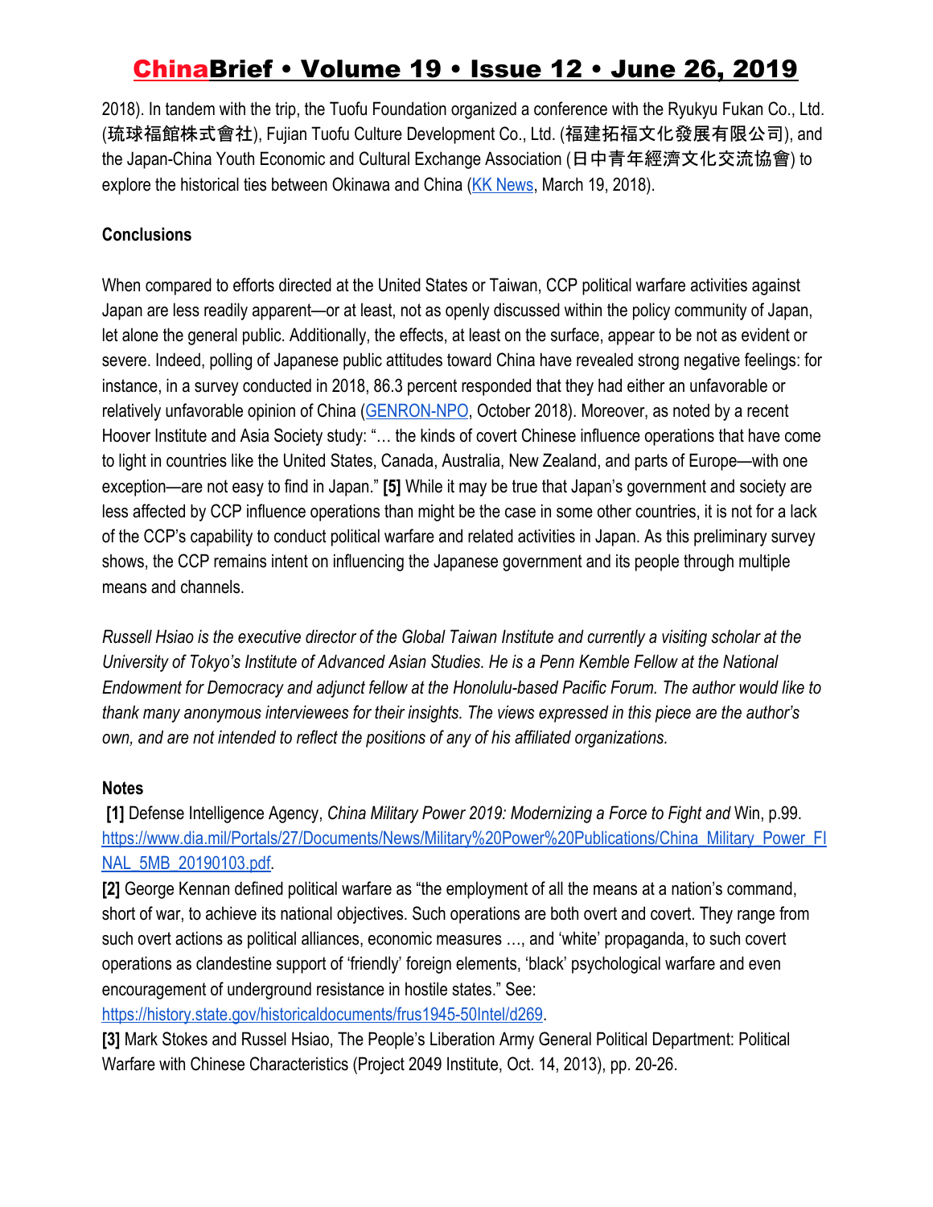2018). In tandem with the trip, the Tuofu Foundation organized a conference with the Ryukyu Fukan Co., Ltd. (琉球福館株式會社), Fujian Tuofu Culture Development Co., Ltd. (福建拓福文化發展有限公司), and the Japan-China Youth Economic and Cultural Exchange Association (日中青年經濟文化交流協會) to explore the historical ties between Okinawa and China (KK News, March 19, 2018).

**Conclusions**

When compared to efforts directed at the United States or Taiwan, CCP political warfare activities against Japan are less readily apparent—or at least, not as openly discussed within the policy community of Japan, let alone the general public. Additionally, the effects, at least on the surface, appear to be not as evident or severe. Indeed, polling of Japanese public attitudes toward China have revealed strong negative feelings: for instance, in a survey conducted in 2018, 86.3 percent responded that they had either an unfavorable or relatively unfavorable opinion of China (GENRON-NPO, October 2018). Moreover, as noted by a recent Hoover Institute and Asia Society study: "… the kinds of covert Chinese influence operations that have come to light in countries like the United States, Canada, Australia, New Zealand, and parts of Europe—with one exception—are not easy to find in Japan." **[5]** While it may be true that Japan's government and society are less affected by CCP influence operations than might be the case in some other countries, it is not for a lack of the CCP's capability to conduct political warfare and related activities in Japan. As this preliminary survey shows, the CCP remains intent on influencing the Japanese government and its people through multiple means and channels.

*Russell Hsiao is the executive director of the Global Taiwan Institute and currently a visiting scholar at the University of Tokyo's Institute of Advanced Asian Studies. He is a Penn Kemble Fellow at the National Endowment for Democracy and adjunct fellow at the Honolulu-based Pacific Forum. The author would like to thank many anonymous interviewees for their insights. The views expressed in this piece are the author's own, and are not intended to reflect the positions of any of his affiliated organizations.*

**Notes**

**[1]** Defense Intelligence Agency, *China Military Power 2019: Modernizing a Force to Fight and* Win, p.99. https://www.dia.mil/Portals/27/Documents/News/Military%20Power%20Publications/China_Military_Power_FINAL_5MB_20190103.pdf.

**[2]** George Kennan defined political warfare as "the employment of all the means at a nation's command, short of war, to achieve its national objectives. Such operations are both overt and covert. They range from such overt actions as political alliances, economic measures …, and 'white' propaganda, to such covert operations as clandestine support of 'friendly' foreign elements, 'black' psychological warfare and even encouragement of underground resistance in hostile states." See: https://history.state.gov/historicaldocuments/frus1945-50Intel/d269.

**[3]** Mark Stokes and Russel Hsiao, The People's Liberation Army General Political Department: Political Warfare with Chinese Characteristics (Project 2049 Institute, Oct. 14, 2013), pp. 20-26.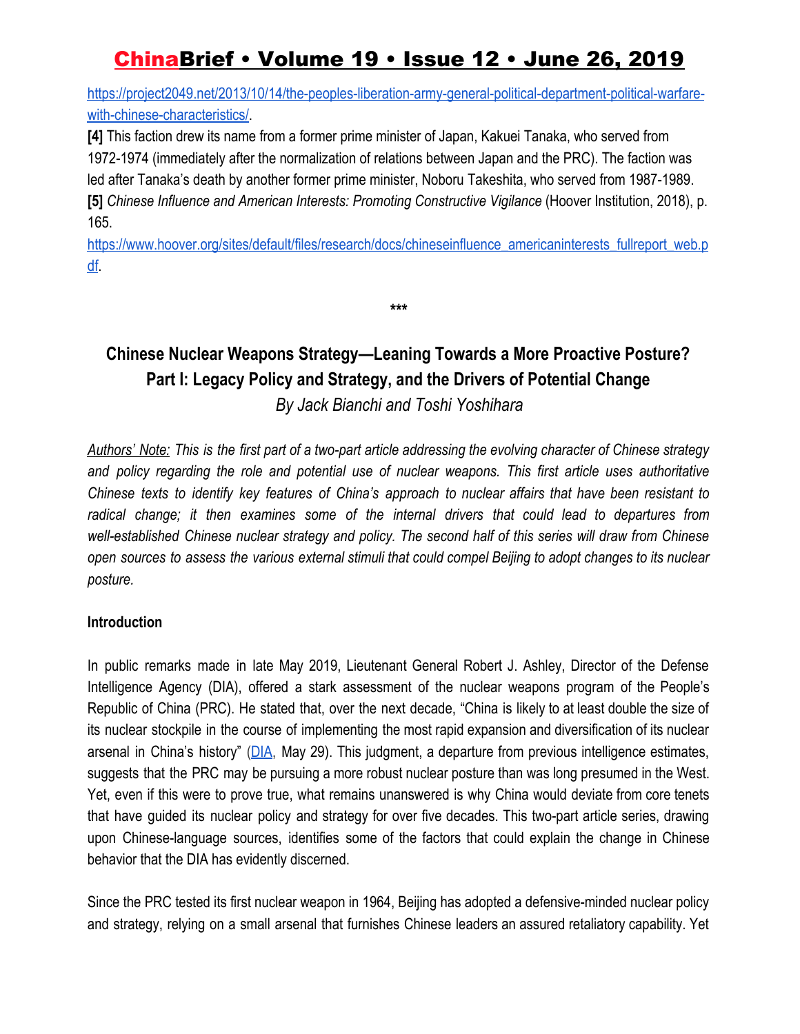https://project2049.net/2013/10/14/the-peoples-liberation-army-general-political-department-political-warfare-with-chinese-characteristics/.

**[4]** This faction drew its name from a former prime minister of Japan, Kakuei Tanaka, who served from 1972-1974 (immediately after the normalization of relations between Japan and the PRC). The faction was led after Tanaka's death by another former prime minister, Noboru Takeshita, who served from 1987-1989.

**[5]** *Chinese Influence and American Interests: Promoting Constructive Vigilance* (Hoover Institution, 2018), p. 165.
https://www.hoover.org/sites/default/files/research/docs/chineseinfluence_americaninterests_fullreport_web.pdf.

***

## Chinese Nuclear Weapons Strategy—Leaning Towards a More Proactive Posture? Part I: Legacy Policy and Strategy, and the Drivers of Potential Change

*By Jack Bianchi and Toshi Yoshihara*

*Authors' Note: This is the first part of a two-part article addressing the evolving character of Chinese strategy and policy regarding the role and potential use of nuclear weapons. This first article uses authoritative Chinese texts to identify key features of China's approach to nuclear affairs that have been resistant to radical change; it then examines some of the internal drivers that could lead to departures from well-established Chinese nuclear strategy and policy. The second half of this series will draw from Chinese open sources to assess the various external stimuli that could compel Beijing to adopt changes to its nuclear posture.*

### Introduction

In public remarks made in late May 2019, Lieutenant General Robert J. Ashley, Director of the Defense Intelligence Agency (DIA), offered a stark assessment of the nuclear weapons program of the People's Republic of China (PRC). He stated that, over the next decade, "China is likely to at least double the size of its nuclear stockpile in the course of implementing the most rapid expansion and diversification of its nuclear arsenal in China's history" (DIA, May 29). This judgment, a departure from previous intelligence estimates, suggests that the PRC may be pursuing a more robust nuclear posture than was long presumed in the West. Yet, even if this were to prove true, what remains unanswered is why China would deviate from core tenets that have guided its nuclear policy and strategy for over five decades. This two-part article series, drawing upon Chinese-language sources, identifies some of the factors that could explain the change in Chinese behavior that the DIA has evidently discerned.

Since the PRC tested its first nuclear weapon in 1964, Beijing has adopted a defensive-minded nuclear policy and strategy, relying on a small arsenal that furnishes Chinese leaders an assured retaliatory capability. Yet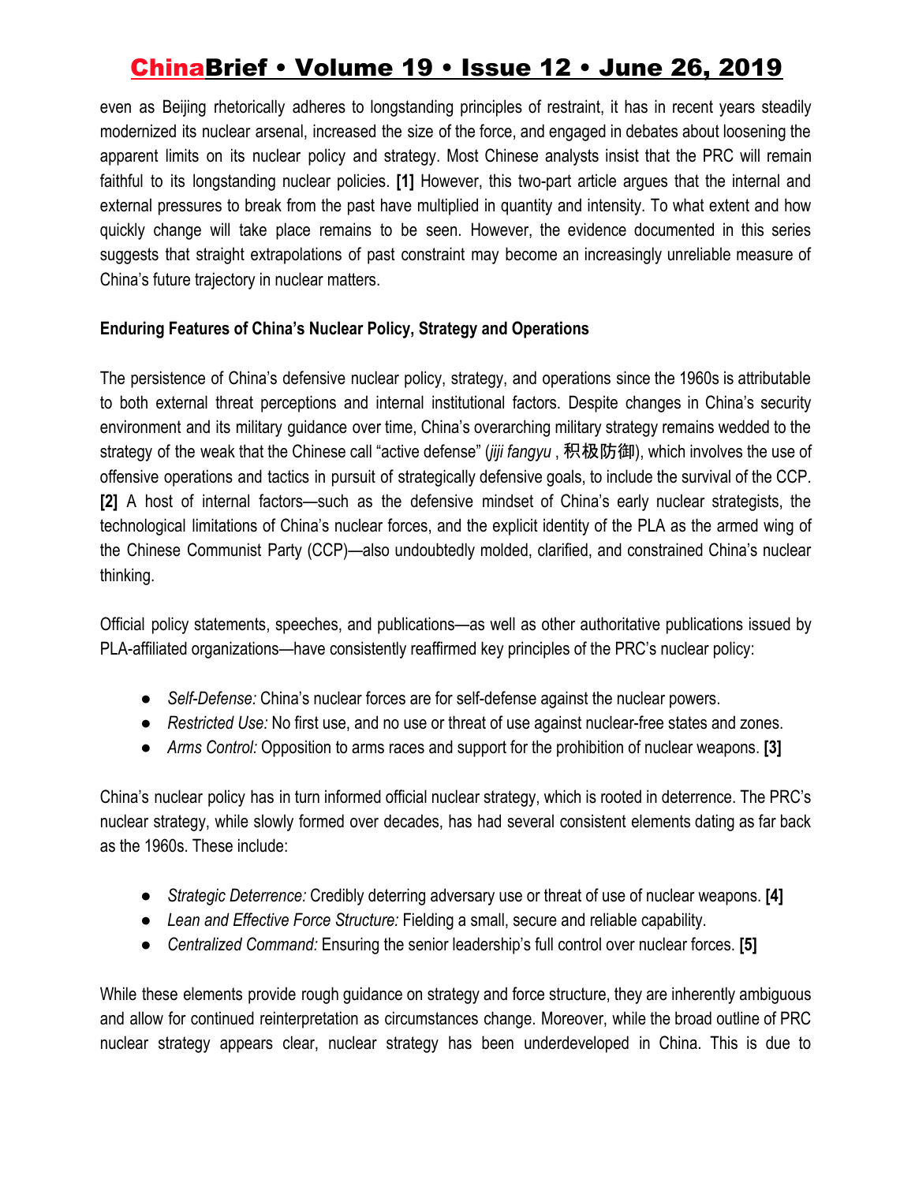even as Beijing rhetorically adheres to longstanding principles of restraint, it has in recent years steadily modernized its nuclear arsenal, increased the size of the force, and engaged in debates about loosening the apparent limits on its nuclear policy and strategy. Most Chinese analysts insist that the PRC will remain faithful to its longstanding nuclear policies. **[1]** However, this two-part article argues that the internal and external pressures to break from the past have multiplied in quantity and intensity. To what extent and how quickly change will take place remains to be seen. However, the evidence documented in this series suggests that straight extrapolations of past constraint may become an increasingly unreliable measure of China's future trajectory in nuclear matters.

**Enduring Features of China's Nuclear Policy, Strategy and Operations**

The persistence of China's defensive nuclear policy, strategy, and operations since the 1960s is attributable to both external threat perceptions and internal institutional factors. Despite changes in China's security environment and its military guidance over time, China's overarching military strategy remains wedded to the strategy of the weak that the Chinese call "active defense" (*jiji fangyu* , 积极防御), which involves the use of offensive operations and tactics in pursuit of strategically defensive goals, to include the survival of the CCP. **[2]** A host of internal factors—such as the defensive mindset of China's early nuclear strategists, the technological limitations of China's nuclear forces, and the explicit identity of the PLA as the armed wing of the Chinese Communist Party (CCP)—also undoubtedly molded, clarified, and constrained China's nuclear thinking.

Official policy statements, speeches, and publications—as well as other authoritative publications issued by PLA-affiliated organizations—have consistently reaffirmed key principles of the PRC's nuclear policy:

- *Self-Defense:* China's nuclear forces are for self-defense against the nuclear powers.
- *Restricted Use:* No first use, and no use or threat of use against nuclear-free states and zones.
- *Arms Control:* Opposition to arms races and support for the prohibition of nuclear weapons. **[3]**

China's nuclear policy has in turn informed official nuclear strategy, which is rooted in deterrence. The PRC's nuclear strategy, while slowly formed over decades, has had several consistent elements dating as far back as the 1960s. These include:

- *Strategic Deterrence:* Credibly deterring adversary use or threat of use of nuclear weapons. **[4]**
- *Lean and Effective Force Structure:* Fielding a small, secure and reliable capability.
- *Centralized Command:* Ensuring the senior leadership's full control over nuclear forces. **[5]**

While these elements provide rough guidance on strategy and force structure, they are inherently ambiguous and allow for continued reinterpretation as circumstances change. Moreover, while the broad outline of PRC nuclear strategy appears clear, nuclear strategy has been underdeveloped in China. This is due to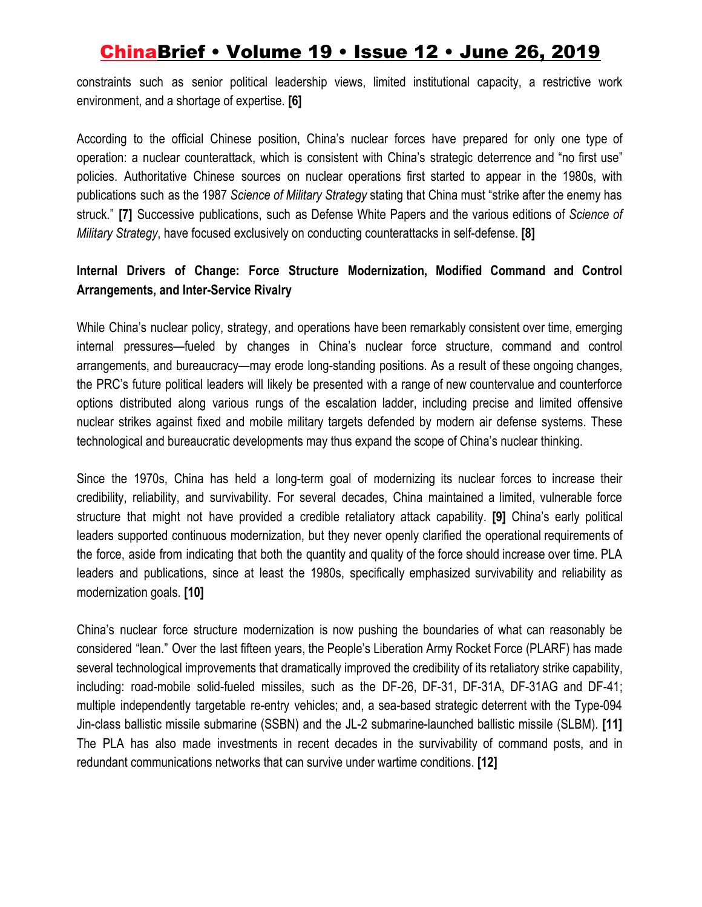constraints such as senior political leadership views, limited institutional capacity, a restrictive work environment, and a shortage of expertise. **[6]**

According to the official Chinese position, China's nuclear forces have prepared for only one type of operation: a nuclear counterattack, which is consistent with China's strategic deterrence and "no first use" policies. Authoritative Chinese sources on nuclear operations first started to appear in the 1980s, with publications such as the 1987 *Science of Military Strategy* stating that China must "strike after the enemy has struck." **[7]** Successive publications, such as Defense White Papers and the various editions of *Science of Military Strategy*, have focused exclusively on conducting counterattacks in self-defense. **[8]**

**Internal Drivers of Change: Force Structure Modernization, Modified Command and Control Arrangements, and Inter-Service Rivalry**

While China's nuclear policy, strategy, and operations have been remarkably consistent over time, emerging internal pressures—fueled by changes in China's nuclear force structure, command and control arrangements, and bureaucracy—may erode long-standing positions. As a result of these ongoing changes, the PRC's future political leaders will likely be presented with a range of new countervalue and counterforce options distributed along various rungs of the escalation ladder, including precise and limited offensive nuclear strikes against fixed and mobile military targets defended by modern air defense systems. These technological and bureaucratic developments may thus expand the scope of China's nuclear thinking.

Since the 1970s, China has held a long-term goal of modernizing its nuclear forces to increase their credibility, reliability, and survivability. For several decades, China maintained a limited, vulnerable force structure that might not have provided a credible retaliatory attack capability. **[9]** China's early political leaders supported continuous modernization, but they never openly clarified the operational requirements of the force, aside from indicating that both the quantity and quality of the force should increase over time. PLA leaders and publications, since at least the 1980s, specifically emphasized survivability and reliability as modernization goals. **[10]**

China's nuclear force structure modernization is now pushing the boundaries of what can reasonably be considered "lean." Over the last fifteen years, the People's Liberation Army Rocket Force (PLARF) has made several technological improvements that dramatically improved the credibility of its retaliatory strike capability, including: road-mobile solid-fueled missiles, such as the DF-26, DF-31, DF-31A, DF-31AG and DF-41; multiple independently targetable re-entry vehicles; and, a sea-based strategic deterrent with the Type-094 Jin-class ballistic missile submarine (SSBN) and the JL-2 submarine-launched ballistic missile (SLBM). **[11]** The PLA has also made investments in recent decades in the survivability of command posts, and in redundant communications networks that can survive under wartime conditions. **[12]**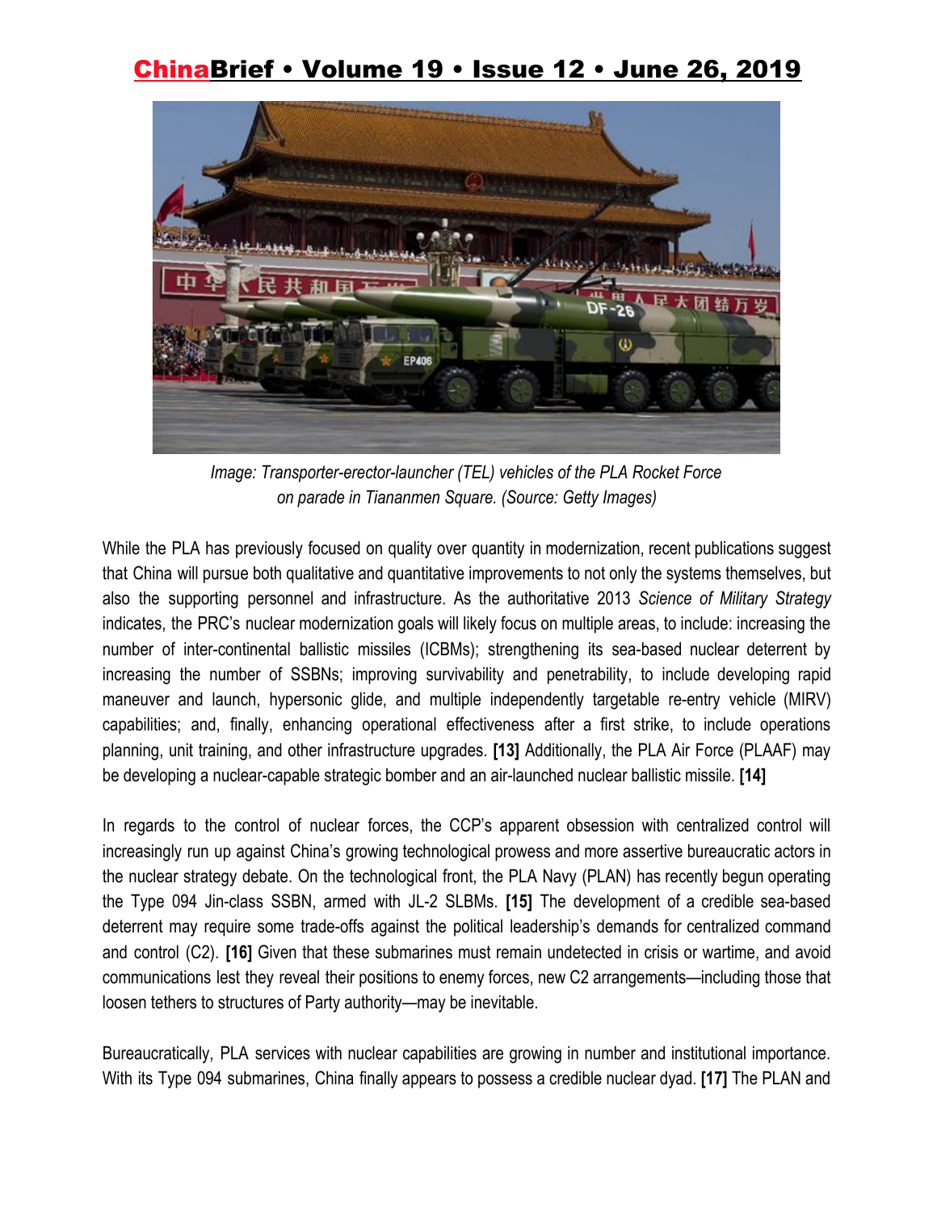Image: Transporter-erector-launcher (TEL) vehicles of the PLA Rocket Force on parade in Tiananmen Square. (Source: Getty Images)

While the PLA has previously focused on quality over quantity in modernization, recent publications suggest that China will pursue both qualitative and quantitative improvements to not only the systems themselves, but also the supporting personnel and infrastructure. As the authoritative 2013 *Science of Military Strategy* indicates, the PRC's nuclear modernization goals will likely focus on multiple areas, to include: increasing the number of inter-continental ballistic missiles (ICBMs); strengthening its sea-based nuclear deterrent by increasing the number of SSBNs; improving survivability and penetrability, to include developing rapid maneuver and launch, hypersonic glide, and multiple independently targetable re-entry vehicle (MIRV) capabilities; and, finally, enhancing operational effectiveness after a first strike, to include operations planning, unit training, and other infrastructure upgrades. **[13]** Additionally, the PLA Air Force (PLAAF) may be developing a nuclear-capable strategic bomber and an air-launched nuclear ballistic missile. **[14]**

In regards to the control of nuclear forces, the CCP's apparent obsession with centralized control will increasingly run up against China's growing technological prowess and more assertive bureaucratic actors in the nuclear strategy debate. On the technological front, the PLA Navy (PLAN) has recently begun operating the Type 094 Jin-class SSBN, armed with JL-2 SLBMs. **[15]** The development of a credible sea-based deterrent may require some trade-offs against the political leadership's demands for centralized command and control (C2). **[16]** Given that these submarines must remain undetected in crisis or wartime, and avoid communications lest they reveal their positions to enemy forces, new C2 arrangements—including those that loosen tethers to structures of Party authority—may be inevitable.

Bureaucratically, PLA services with nuclear capabilities are growing in number and institutional importance. With its Type 094 submarines, China finally appears to possess a credible nuclear dyad. **[17]** The PLAN and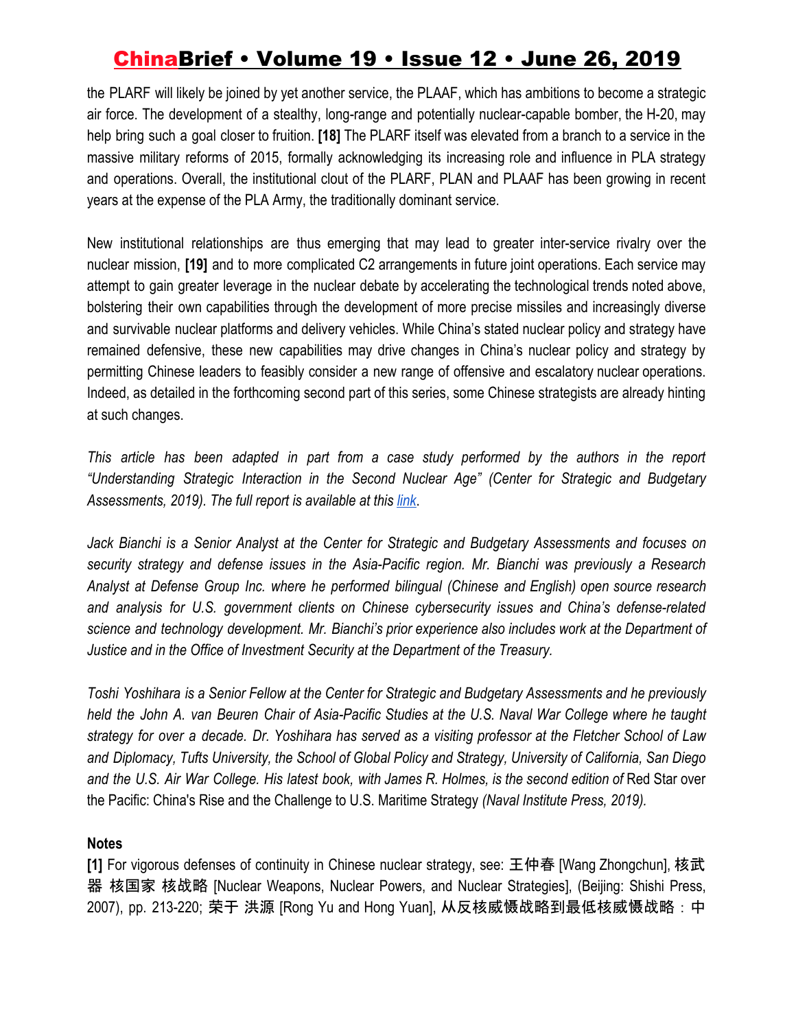the PLARF will likely be joined by yet another service, the PLAAF, which has ambitions to become a strategic air force. The development of a stealthy, long-range and potentially nuclear-capable bomber, the H-20, may help bring such a goal closer to fruition. **[18]** The PLARF itself was elevated from a branch to a service in the massive military reforms of 2015, formally acknowledging its increasing role and influence in PLA strategy and operations. Overall, the institutional clout of the PLARF, PLAN and PLAAF has been growing in recent years at the expense of the PLA Army, the traditionally dominant service.

New institutional relationships are thus emerging that may lead to greater inter-service rivalry over the nuclear mission, **[19]** and to more complicated C2 arrangements in future joint operations. Each service may attempt to gain greater leverage in the nuclear debate by accelerating the technological trends noted above, bolstering their own capabilities through the development of more precise missiles and increasingly diverse and survivable nuclear platforms and delivery vehicles. While China's stated nuclear policy and strategy have remained defensive, these new capabilities may drive changes in China's nuclear policy and strategy by permitting Chinese leaders to feasibly consider a new range of offensive and escalatory nuclear operations. Indeed, as detailed in the forthcoming second part of this series, some Chinese strategists are already hinting at such changes.

*This article has been adapted in part from a case study performed by the authors in the report "Understanding Strategic Interaction in the Second Nuclear Age" (Center for Strategic and Budgetary Assessments, 2019). The full report is available at this link.*

*Jack Bianchi is a Senior Analyst at the Center for Strategic and Budgetary Assessments and focuses on security strategy and defense issues in the Asia-Pacific region. Mr. Bianchi was previously a Research Analyst at Defense Group Inc. where he performed bilingual (Chinese and English) open source research and analysis for U.S. government clients on Chinese cybersecurity issues and China's defense-related science and technology development. Mr. Bianchi's prior experience also includes work at the Department of Justice and in the Office of Investment Security at the Department of the Treasury.*

*Toshi Yoshihara is a Senior Fellow at the Center for Strategic and Budgetary Assessments and he previously held the John A. van Beuren Chair of Asia-Pacific Studies at the U.S. Naval War College where he taught strategy for over a decade. Dr. Yoshihara has served as a visiting professor at the Fletcher School of Law and Diplomacy, Tufts University, the School of Global Policy and Strategy, University of California, San Diego and the U.S. Air War College. His latest book, with James R. Holmes, is the second edition of* Red Star over the Pacific: China's Rise and the Challenge to U.S. Maritime Strategy *(Naval Institute Press, 2019).*

**Notes**

**[1]** For vigorous defenses of continuity in Chinese nuclear strategy, see: 王仲春 [Wang Zhongchun], 核武器 核国家 核战略 [Nuclear Weapons, Nuclear Powers, and Nuclear Strategies], (Beijing: Shishi Press, 2007), pp. 213-220; 荣于 洪源 [Rong Yu and Hong Yuan], 从反核威慑战略到最低核威慑战略：中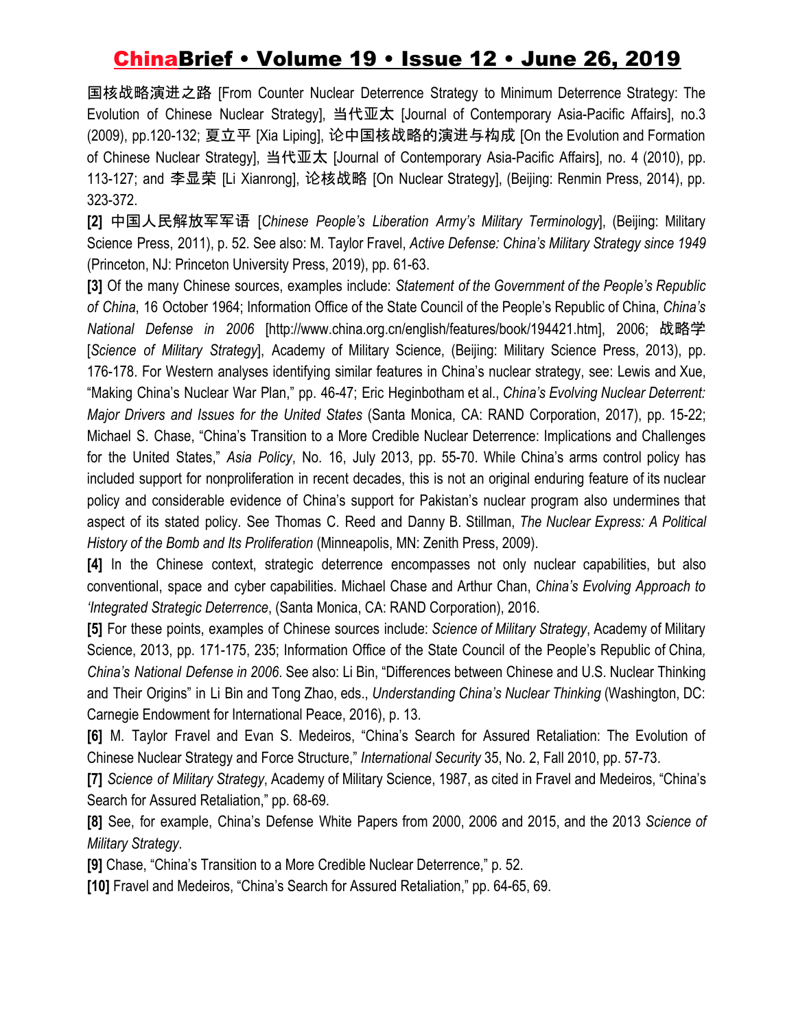国核战略演进之路 [From Counter Nuclear Deterrence Strategy to Minimum Deterrence Strategy: The Evolution of Chinese Nuclear Strategy], 当代亚太 [Journal of Contemporary Asia-Pacific Affairs], no.3 (2009), pp.120-132; 夏立平 [Xia Liping], 论中国核战略的演进与构成 [On the Evolution and Formation of Chinese Nuclear Strategy], 当代亚太 [Journal of Contemporary Asia-Pacific Affairs], no. 4 (2010), pp. 113-127; and 李显荣 [Li Xianrong], 论核战略 [On Nuclear Strategy], (Beijing: Renmin Press, 2014), pp. 323-372.

**[2]** 中国人民解放军军语 [*Chinese People's Liberation Army's Military Terminology*], (Beijing: Military Science Press, 2011), p. 52. See also: M. Taylor Fravel, *Active Defense: China's Military Strategy since 1949* (Princeton, NJ: Princeton University Press, 2019), pp. 61-63.

**[3]** Of the many Chinese sources, examples include: *Statement of the Government of the People's Republic of China*, 16 October 1964; Information Office of the State Council of the People's Republic of China, *China's National Defense in 2006* [http://www.china.org.cn/english/features/book/194421.htm], 2006; 战略学 [*Science of Military Strategy*], Academy of Military Science, (Beijing: Military Science Press, 2013), pp. 176-178. For Western analyses identifying similar features in China's nuclear strategy, see: Lewis and Xue, "Making China's Nuclear War Plan," pp. 46-47; Eric Heginbotham et al., *China's Evolving Nuclear Deterrent: Major Drivers and Issues for the United States* (Santa Monica, CA: RAND Corporation, 2017), pp. 15-22; Michael S. Chase, "China's Transition to a More Credible Nuclear Deterrence: Implications and Challenges for the United States," *Asia Policy*, No. 16, July 2013, pp. 55-70. While China's arms control policy has included support for nonproliferation in recent decades, this is not an original enduring feature of its nuclear policy and considerable evidence of China's support for Pakistan's nuclear program also undermines that aspect of its stated policy. See Thomas C. Reed and Danny B. Stillman, *The Nuclear Express: A Political History of the Bomb and Its Proliferation* (Minneapolis, MN: Zenith Press, 2009).

**[4]** In the Chinese context, strategic deterrence encompasses not only nuclear capabilities, but also conventional, space and cyber capabilities. Michael Chase and Arthur Chan, *China's Evolving Approach to 'Integrated Strategic Deterrence*, (Santa Monica, CA: RAND Corporation), 2016.

**[5]** For these points, examples of Chinese sources include: *Science of Military Strategy*, Academy of Military Science, 2013, pp. 171-175, 235; Information Office of the State Council of the People's Republic of China, *China's National Defense in 2006*. See also: Li Bin, "Differences between Chinese and U.S. Nuclear Thinking and Their Origins" in Li Bin and Tong Zhao, eds., *Understanding China's Nuclear Thinking* (Washington, DC: Carnegie Endowment for International Peace, 2016), p. 13.

**[6]** M. Taylor Fravel and Evan S. Medeiros, "China's Search for Assured Retaliation: The Evolution of Chinese Nuclear Strategy and Force Structure," *International Security* 35, No. 2, Fall 2010, pp. 57-73.

**[7]** *Science of Military Strategy*, Academy of Military Science, 1987, as cited in Fravel and Medeiros, "China's Search for Assured Retaliation," pp. 68-69.

**[8]** See, for example, China's Defense White Papers from 2000, 2006 and 2015, and the 2013 *Science of Military Strategy*.

**[9]** Chase, "China's Transition to a More Credible Nuclear Deterrence," p. 52.

**[10]** Fravel and Medeiros, "China's Search for Assured Retaliation," pp. 64-65, 69.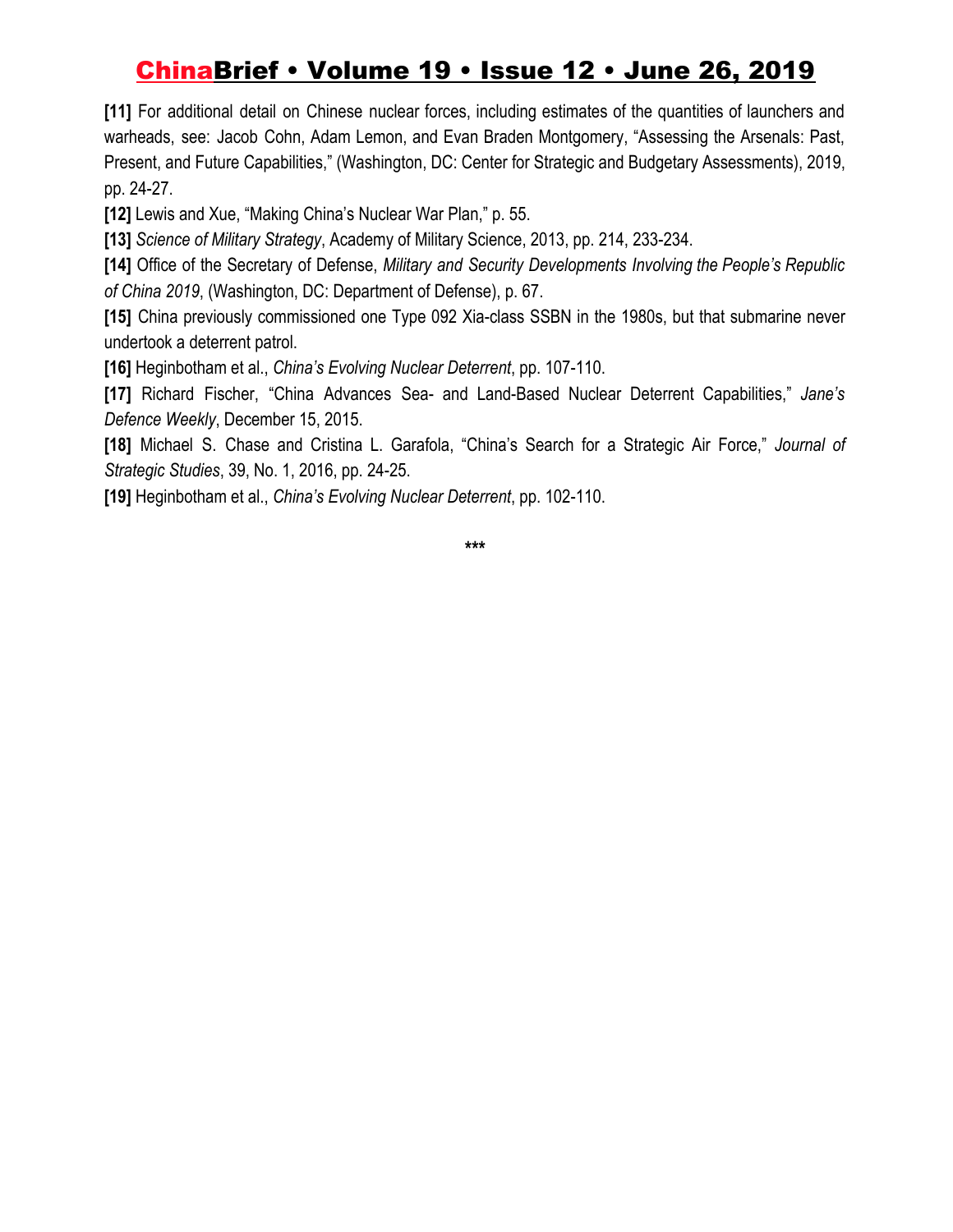**[11]** For additional detail on Chinese nuclear forces, including estimates of the quantities of launchers and warheads, see: Jacob Cohn, Adam Lemon, and Evan Braden Montgomery, "Assessing the Arsenals: Past, Present, and Future Capabilities," (Washington, DC: Center for Strategic and Budgetary Assessments), 2019, pp. 24-27.

**[12]** Lewis and Xue, "Making China's Nuclear War Plan," p. 55.

**[13]** *Science of Military Strategy*, Academy of Military Science, 2013, pp. 214, 233-234.

**[14]** Office of the Secretary of Defense, *Military and Security Developments Involving the People's Republic of China 2019*, (Washington, DC: Department of Defense), p. 67.

**[15]** China previously commissioned one Type 092 Xia-class SSBN in the 1980s, but that submarine never undertook a deterrent patrol.

**[16]** Heginbotham et al., *China's Evolving Nuclear Deterrent*, pp. 107-110.

**[17]** Richard Fischer, "China Advances Sea- and Land-Based Nuclear Deterrent Capabilities," *Jane's Defence Weekly*, December 15, 2015.

**[18]** Michael S. Chase and Cristina L. Garafola, "China's Search for a Strategic Air Force," *Journal of Strategic Studies*, 39, No. 1, 2016, pp. 24-25.

**[19]** Heginbotham et al., *China's Evolving Nuclear Deterrent*, pp. 102-110.

***